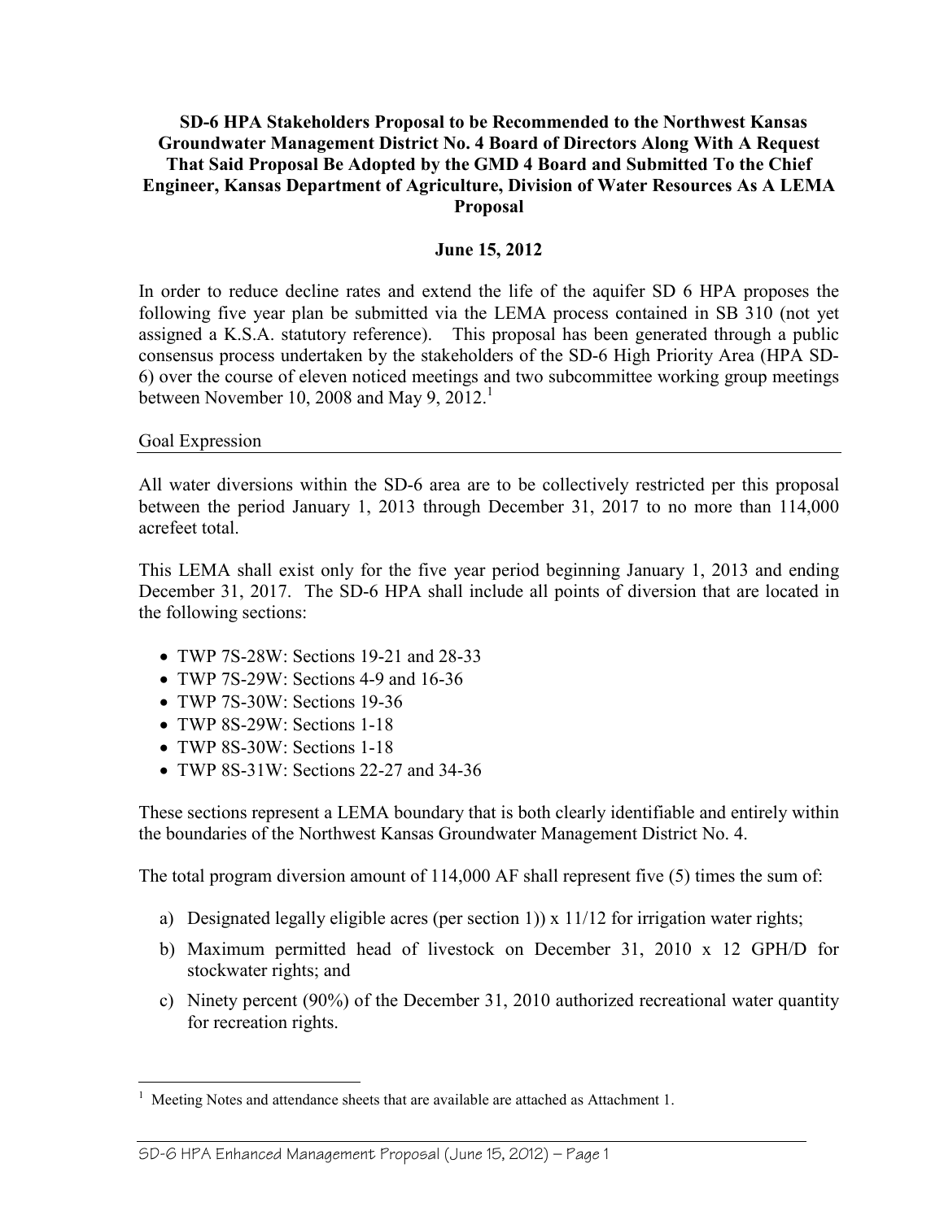**SD-6 HPA Stakeholders Proposal to be Recommended to the Northwest Kansas Groundwater Management District No. 4 Board of Directors Along With A Request That Said Proposal Be Adopted by the GMD 4 Board and Submitted To the Chief Engineer, Kansas Department of Agriculture, Division of Water Resources As A LEMA Proposal**

**June 15, 2012**

In order to reduce decline rates and extend the life of the aquifer SD 6 HPA proposes the following five year plan be submitted via the LEMA process contained in SB 310 (not yet assigned a K.S.A. statutory reference). This proposal has been generated through a public consensus process undertaken by the stakeholders of the SD-6 High Priority Area (HPA SD-6) over the course of eleven noticed meetings and two subcommittee working group meetings between November 10, 2008 and May 9, 2012.[1]

Goal Expression

All water diversions within the SD-6 area are to be collectively restricted per this proposal between the period January 1, 2013 through December 31, 2017 to no more than 114,000 acrefeet total.

This LEMA shall exist only for the five year period beginning January 1, 2013 and ending December 31, 2017. The SD-6 HPA shall include all points of diversion that are located in the following sections:

- TWP 7S-28W: Sections 19-21 and 28-33
- TWP 7S-29W: Sections 4-9 and 16-36
- TWP 7S-30W: Sections 19-36
- TWP 8S-29W: Sections 1-18
- TWP 8S-30W: Sections 1-18
- TWP 8S-31W: Sections 22-27 and 34-36

These sections represent a LEMA boundary that is both clearly identifiable and entirely within the boundaries of the Northwest Kansas Groundwater Management District No. 4.

The total program diversion amount of 114,000 AF shall represent five (5) times the sum of:

a) Designated legally eligible acres (per section 1)) x 11/12 for irrigation water rights;

b) Maximum permitted head of livestock on December 31, 2010 x 12 GPH/D for stockwater rights; and

c) Ninety percent (90%) of the December 31, 2010 authorized recreational water quantity for recreation rights.

[1] Meeting Notes and attendance sheets that are available are attached as Attachment 1.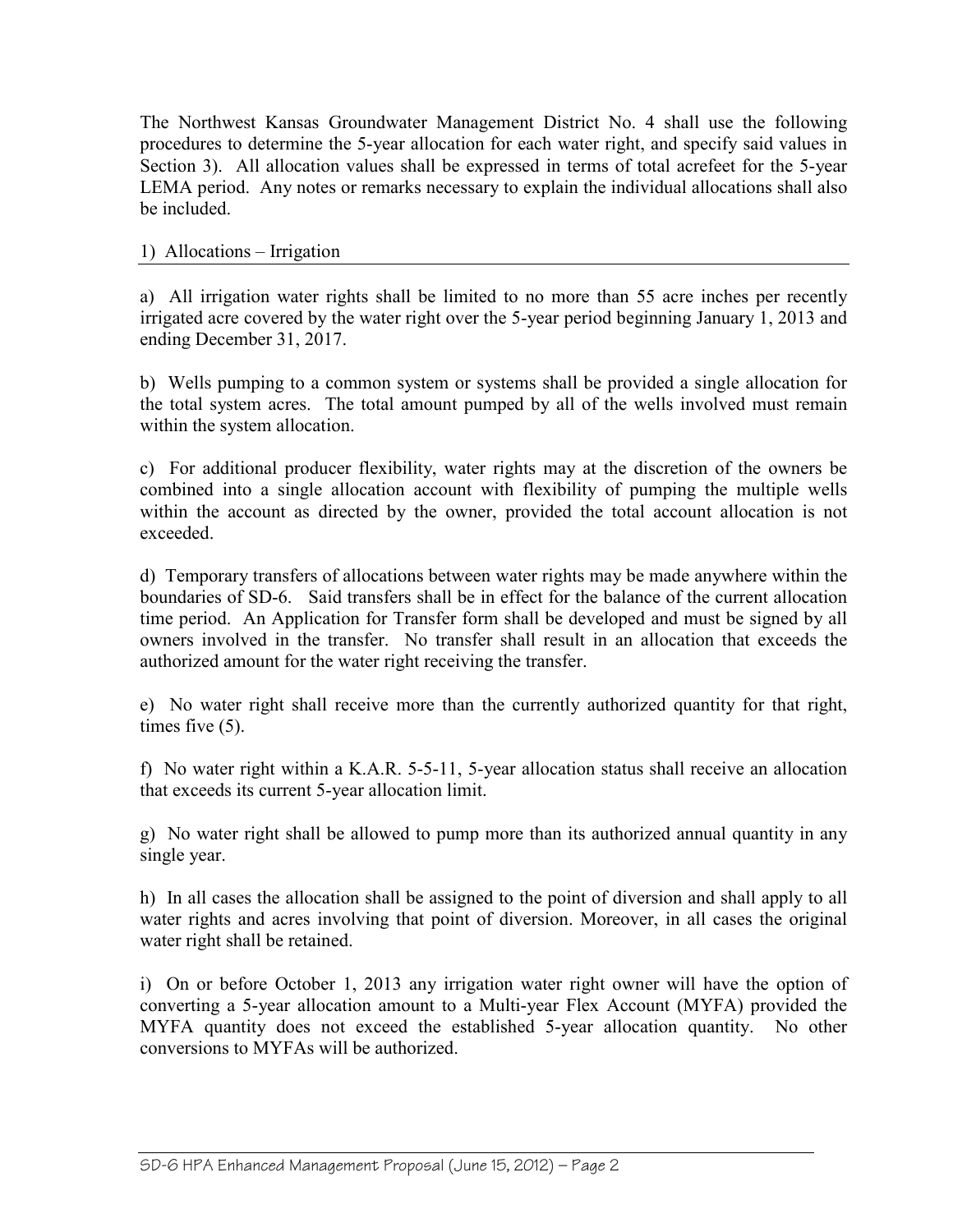The Northwest Kansas Groundwater Management District No. 4 shall use the following procedures to determine the 5-year allocation for each water right, and specify said values in Section 3). All allocation values shall be expressed in terms of total acrefeet for the 5-year LEMA period. Any notes or remarks necessary to explain the individual allocations shall also be included.

## 1) Allocations – Irrigation

a) All irrigation water rights shall be limited to no more than 55 acre inches per recently irrigated acre covered by the water right over the 5-year period beginning January 1, 2013 and ending December 31, 2017.

b) Wells pumping to a common system or systems shall be provided a single allocation for the total system acres. The total amount pumped by all of the wells involved must remain within the system allocation.

c) For additional producer flexibility, water rights may at the discretion of the owners be combined into a single allocation account with flexibility of pumping the multiple wells within the account as directed by the owner, provided the total account allocation is not exceeded.

d) Temporary transfers of allocations between water rights may be made anywhere within the boundaries of SD-6. Said transfers shall be in effect for the balance of the current allocation time period. An Application for Transfer form shall be developed and must be signed by all owners involved in the transfer. No transfer shall result in an allocation that exceeds the authorized amount for the water right receiving the transfer.

e) No water right shall receive more than the currently authorized quantity for that right, times five (5).

f) No water right within a K.A.R. 5-5-11, 5-year allocation status shall receive an allocation that exceeds its current 5-year allocation limit.

g) No water right shall be allowed to pump more than its authorized annual quantity in any single year.

h) In all cases the allocation shall be assigned to the point of diversion and shall apply to all water rights and acres involving that point of diversion. Moreover, in all cases the original water right shall be retained.

i) On or before October 1, 2013 any irrigation water right owner will have the option of converting a 5-year allocation amount to a Multi-year Flex Account (MYFA) provided the MYFA quantity does not exceed the established 5-year allocation quantity. No other conversions to MYFAs will be authorized.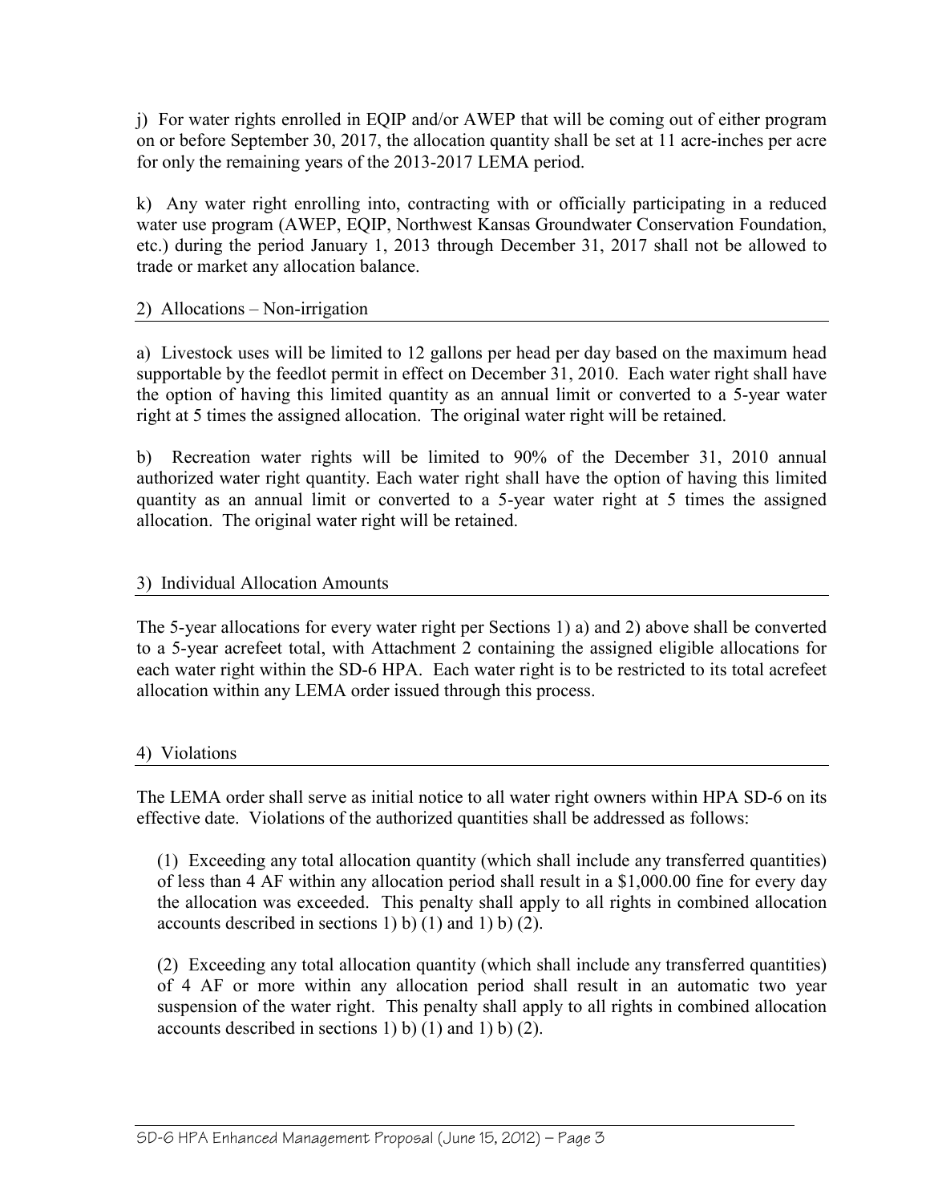j) For water rights enrolled in EQIP and/or AWEP that will be coming out of either program on or before September 30, 2017, the allocation quantity shall be set at 11 acre-inches per acre for only the remaining years of the 2013-2017 LEMA period.

k) Any water right enrolling into, contracting with or officially participating in a reduced water use program (AWEP, EQIP, Northwest Kansas Groundwater Conservation Foundation, etc.) during the period January 1, 2013 through December 31, 2017 shall not be allowed to trade or market any allocation balance.

## 2) Allocations – Non-irrigation

a) Livestock uses will be limited to 12 gallons per head per day based on the maximum head supportable by the feedlot permit in effect on December 31, 2010. Each water right shall have the option of having this limited quantity as an annual limit or converted to a 5-year water right at 5 times the assigned allocation. The original water right will be retained.

b) Recreation water rights will be limited to 90% of the December 31, 2010 annual authorized water right quantity. Each water right shall have the option of having this limited quantity as an annual limit or converted to a 5-year water right at 5 times the assigned allocation. The original water right will be retained.

## 3) Individual Allocation Amounts

The 5-year allocations for every water right per Sections 1) a) and 2) above shall be converted to a 5-year acrefeet total, with Attachment 2 containing the assigned eligible allocations for each water right within the SD-6 HPA. Each water right is to be restricted to its total acrefeet allocation within any LEMA order issued through this process.

## 4) Violations

The LEMA order shall serve as initial notice to all water right owners within HPA SD-6 on its effective date. Violations of the authorized quantities shall be addressed as follows:

(1) Exceeding any total allocation quantity (which shall include any transferred quantities) of less than 4 AF within any allocation period shall result in a $1,000.00 fine for every day the allocation was exceeded. This penalty shall apply to all rights in combined allocation accounts described in sections 1) b) (1) and 1) b) (2).

(2) Exceeding any total allocation quantity (which shall include any transferred quantities) of 4 AF or more within any allocation period shall result in an automatic two year suspension of the water right. This penalty shall apply to all rights in combined allocation accounts described in sections 1) b) (1) and 1) b) (2).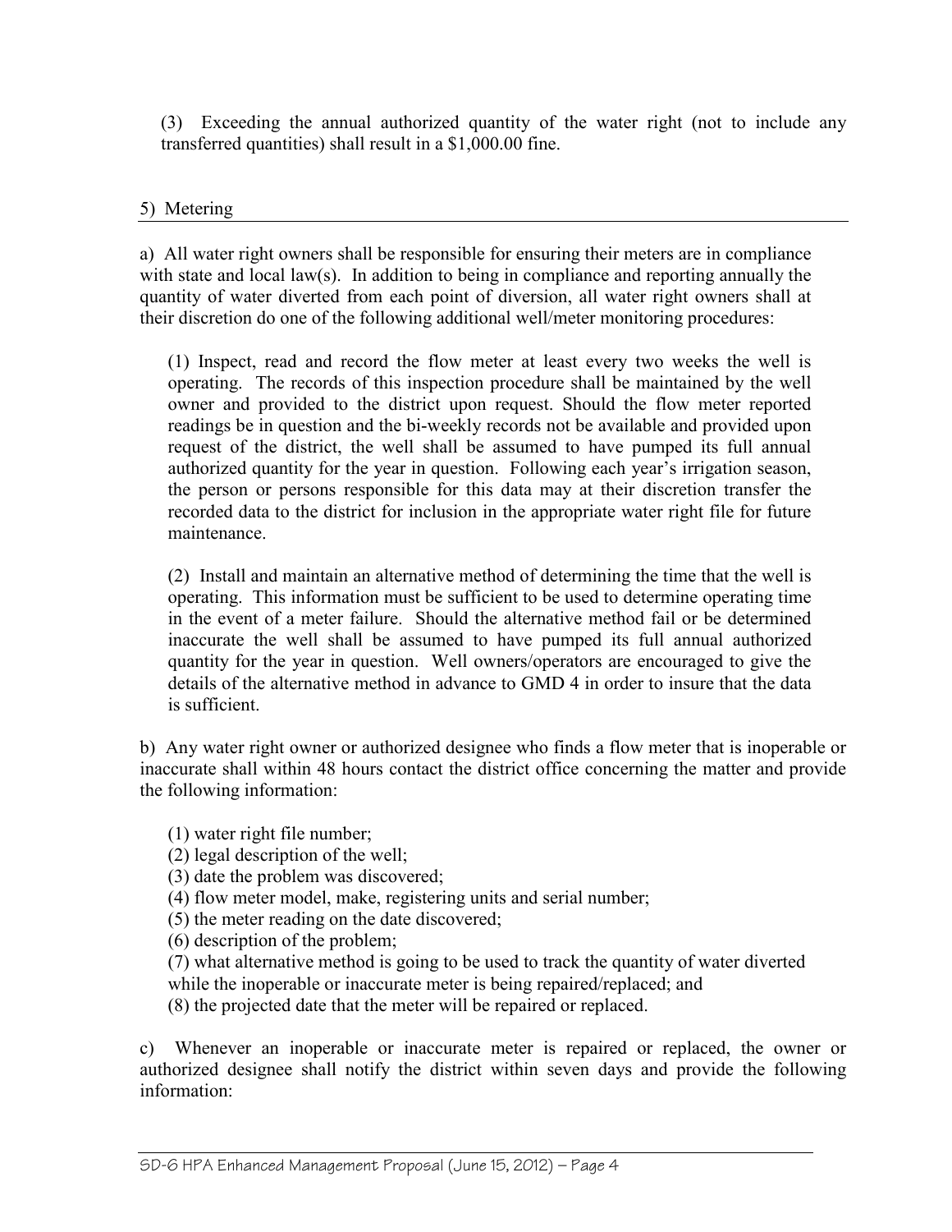(3) Exceeding the annual authorized quantity of the water right (not to include any transferred quantities) shall result in a $1,000.00 fine.

## 5) Metering

a) All water right owners shall be responsible for ensuring their meters are in compliance with state and local law(s). In addition to being in compliance and reporting annually the quantity of water diverted from each point of diversion, all water right owners shall at their discretion do one of the following additional well/meter monitoring procedures:

(1) Inspect, read and record the flow meter at least every two weeks the well is operating. The records of this inspection procedure shall be maintained by the well owner and provided to the district upon request. Should the flow meter reported readings be in question and the bi-weekly records not be available and provided upon request of the district, the well shall be assumed to have pumped its full annual authorized quantity for the year in question. Following each year's irrigation season, the person or persons responsible for this data may at their discretion transfer the recorded data to the district for inclusion in the appropriate water right file for future maintenance.

(2) Install and maintain an alternative method of determining the time that the well is operating. This information must be sufficient to be used to determine operating time in the event of a meter failure. Should the alternative method fail or be determined inaccurate the well shall be assumed to have pumped its full annual authorized quantity for the year in question. Well owners/operators are encouraged to give the details of the alternative method in advance to GMD 4 in order to insure that the data is sufficient.

b) Any water right owner or authorized designee who finds a flow meter that is inoperable or inaccurate shall within 48 hours contact the district office concerning the matter and provide the following information:

(1) water right file number;
(2) legal description of the well;
(3) date the problem was discovered;
(4) flow meter model, make, registering units and serial number;
(5) the meter reading on the date discovered;
(6) description of the problem;
(7) what alternative method is going to be used to track the quantity of water diverted while the inoperable or inaccurate meter is being repaired/replaced; and
(8) the projected date that the meter will be repaired or replaced.

c) Whenever an inoperable or inaccurate meter is repaired or replaced, the owner or authorized designee shall notify the district within seven days and provide the following information: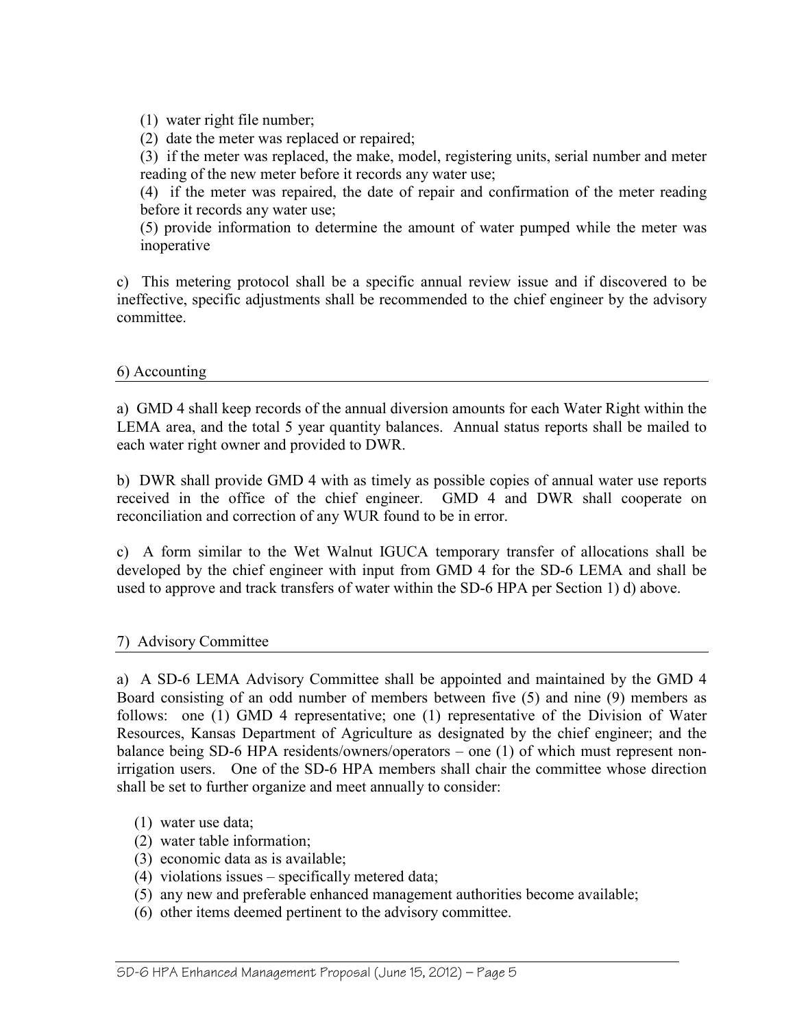(1) water right file number;

(2) date the meter was replaced or repaired;

(3) if the meter was replaced, the make, model, registering units, serial number and meter reading of the new meter before it records any water use;

(4) if the meter was repaired, the date of repair and confirmation of the meter reading before it records any water use;

(5) provide information to determine the amount of water pumped while the meter was inoperative

c) This metering protocol shall be a specific annual review issue and if discovered to be ineffective, specific adjustments shall be recommended to the chief engineer by the advisory committee.

## 6) Accounting

a) GMD 4 shall keep records of the annual diversion amounts for each Water Right within the LEMA area, and the total 5 year quantity balances. Annual status reports shall be mailed to each water right owner and provided to DWR.

b) DWR shall provide GMD 4 with as timely as possible copies of annual water use reports received in the office of the chief engineer. GMD 4 and DWR shall cooperate on reconciliation and correction of any WUR found to be in error.

c) A form similar to the Wet Walnut IGUCA temporary transfer of allocations shall be developed by the chief engineer with input from GMD 4 for the SD-6 LEMA and shall be used to approve and track transfers of water within the SD-6 HPA per Section 1) d) above.

## 7) Advisory Committee

a) A SD-6 LEMA Advisory Committee shall be appointed and maintained by the GMD 4 Board consisting of an odd number of members between five (5) and nine (9) members as follows: one (1) GMD 4 representative; one (1) representative of the Division of Water Resources, Kansas Department of Agriculture as designated by the chief engineer; and the balance being SD-6 HPA residents/owners/operators – one (1) of which must represent non-irrigation users. One of the SD-6 HPA members shall chair the committee whose direction shall be set to further organize and meet annually to consider:

(1) water use data;
(2) water table information;
(3) economic data as is available;
(4) violations issues – specifically metered data;
(5) any new and preferable enhanced management authorities become available;
(6) other items deemed pertinent to the advisory committee.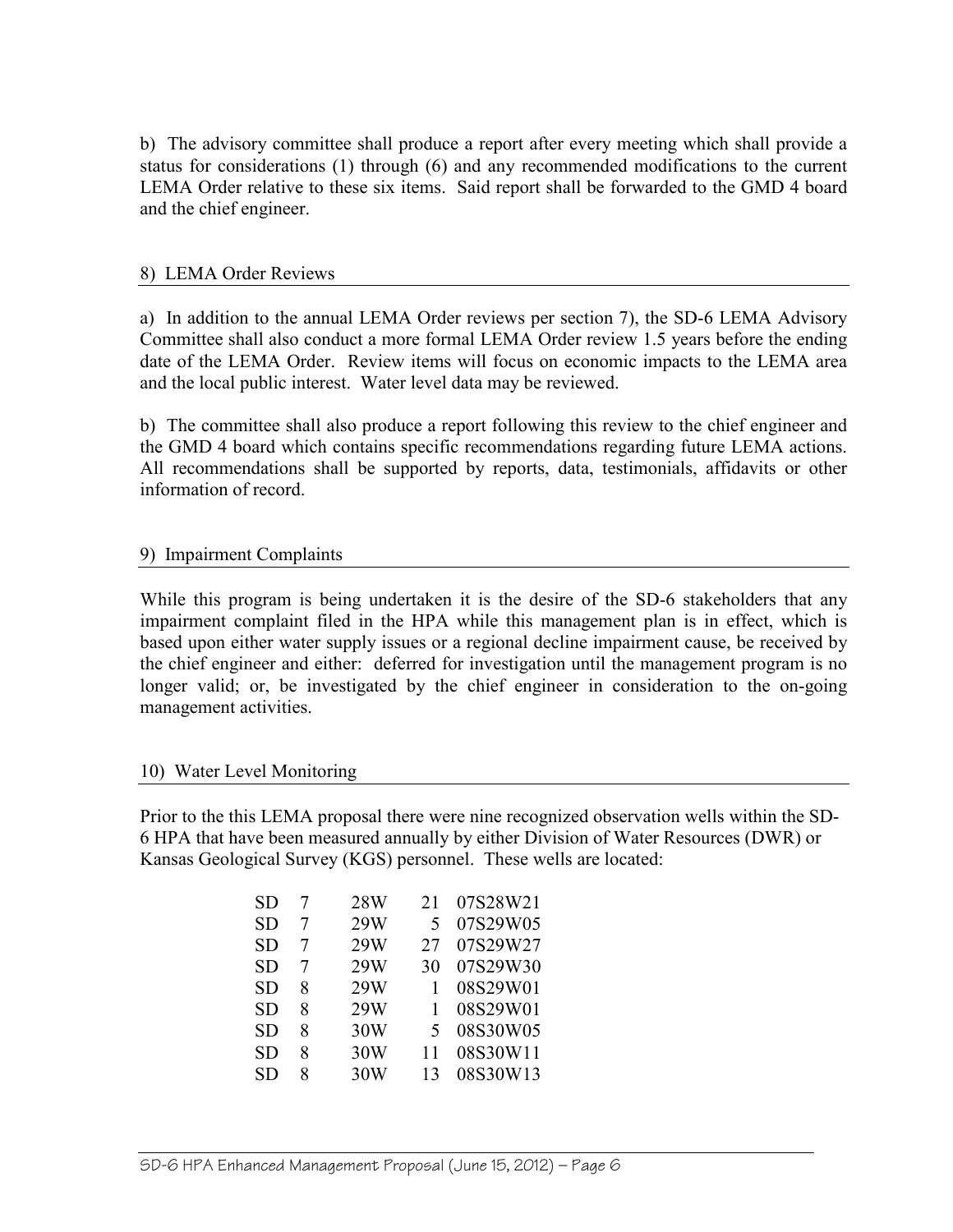b) The advisory committee shall produce a report after every meeting which shall provide a status for considerations (1) through (6) and any recommended modifications to the current LEMA Order relative to these six items. Said report shall be forwarded to the GMD 4 board and the chief engineer.

## 8) LEMA Order Reviews

a) In addition to the annual LEMA Order reviews per section 7), the SD-6 LEMA Advisory Committee shall also conduct a more formal LEMA Order review 1.5 years before the ending date of the LEMA Order. Review items will focus on economic impacts to the LEMA area and the local public interest. Water level data may be reviewed.

b) The committee shall also produce a report following this review to the chief engineer and the GMD 4 board which contains specific recommendations regarding future LEMA actions. All recommendations shall be supported by reports, data, testimonials, affidavits or other information of record.

## 9) Impairment Complaints

While this program is being undertaken it is the desire of the SD-6 stakeholders that any impairment complaint filed in the HPA while this management plan is in effect, which is based upon either water supply issues or a regional decline impairment cause, be received by the chief engineer and either: deferred for investigation until the management program is no longer valid; or, be investigated by the chief engineer in consideration to the on-going management activities.

## 10) Water Level Monitoring

Prior to the this LEMA proposal there were nine recognized observation wells within the SD-6 HPA that have been measured annually by either Division of Water Resources (DWR) or Kansas Geological Survey (KGS) personnel. These wells are located:

| | | | | |
|---|---|---|---|---|
| SD | 7 | 28W | 21 | 07S28W21 |
| SD | 7 | 29W | 5 | 07S29W05 |
| SD | 7 | 29W | 27 | 07S29W27 |
| SD | 7 | 29W | 30 | 07S29W30 |
| SD | 8 | 29W | 1 | 08S29W01 |
| SD | 8 | 29W | 1 | 08S29W01 |
| SD | 8 | 30W | 5 | 08S30W05 |
| SD | 8 | 30W | 11 | 08S30W11 |
| SD | 8 | 30W | 13 | 08S30W13 |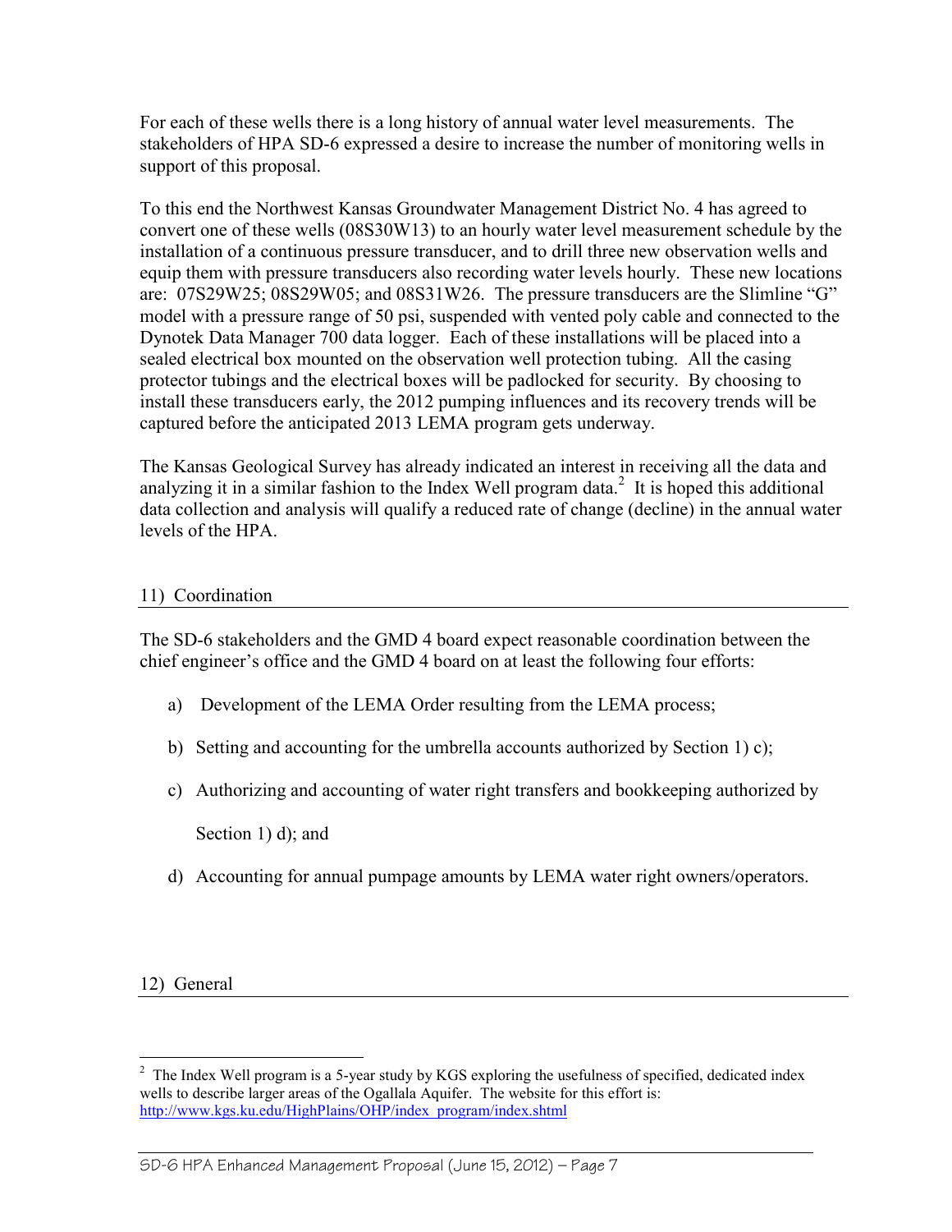For each of these wells there is a long history of annual water level measurements. The stakeholders of HPA SD-6 expressed a desire to increase the number of monitoring wells in support of this proposal.

To this end the Northwest Kansas Groundwater Management District No. 4 has agreed to convert one of these wells (08S30W13) to an hourly water level measurement schedule by the installation of a continuous pressure transducer, and to drill three new observation wells and equip them with pressure transducers also recording water levels hourly. These new locations are: 07S29W25; 08S29W05; and 08S31W26. The pressure transducers are the Slimline "G" model with a pressure range of 50 psi, suspended with vented poly cable and connected to the Dynotek Data Manager 700 data logger. Each of these installations will be placed into a sealed electrical box mounted on the observation well protection tubing. All the casing protector tubings and the electrical boxes will be padlocked for security. By choosing to install these transducers early, the 2012 pumping influences and its recovery trends will be captured before the anticipated 2013 LEMA program gets underway.

The Kansas Geological Survey has already indicated an interest in receiving all the data and analyzing it in a similar fashion to the Index Well program data.[2] It is hoped this additional data collection and analysis will qualify a reduced rate of change (decline) in the annual water levels of the HPA.

## 11) Coordination

The SD-6 stakeholders and the GMD 4 board expect reasonable coordination between the chief engineer's office and the GMD 4 board on at least the following four efforts:

a) Development of the LEMA Order resulting from the LEMA process;

b) Setting and accounting for the umbrella accounts authorized by Section 1) c);

c) Authorizing and accounting of water right transfers and bookkeeping authorized by Section 1) d); and

d) Accounting for annual pumpage amounts by LEMA water right owners/operators.

## 12) General

---

[2] The Index Well program is a 5-year study by KGS exploring the usefulness of specified, dedicated index wells to describe larger areas of the Ogallala Aquifer. The website for this effort is: http://www.kgs.ku.edu/HighPlains/OHP/index_program/index.shtml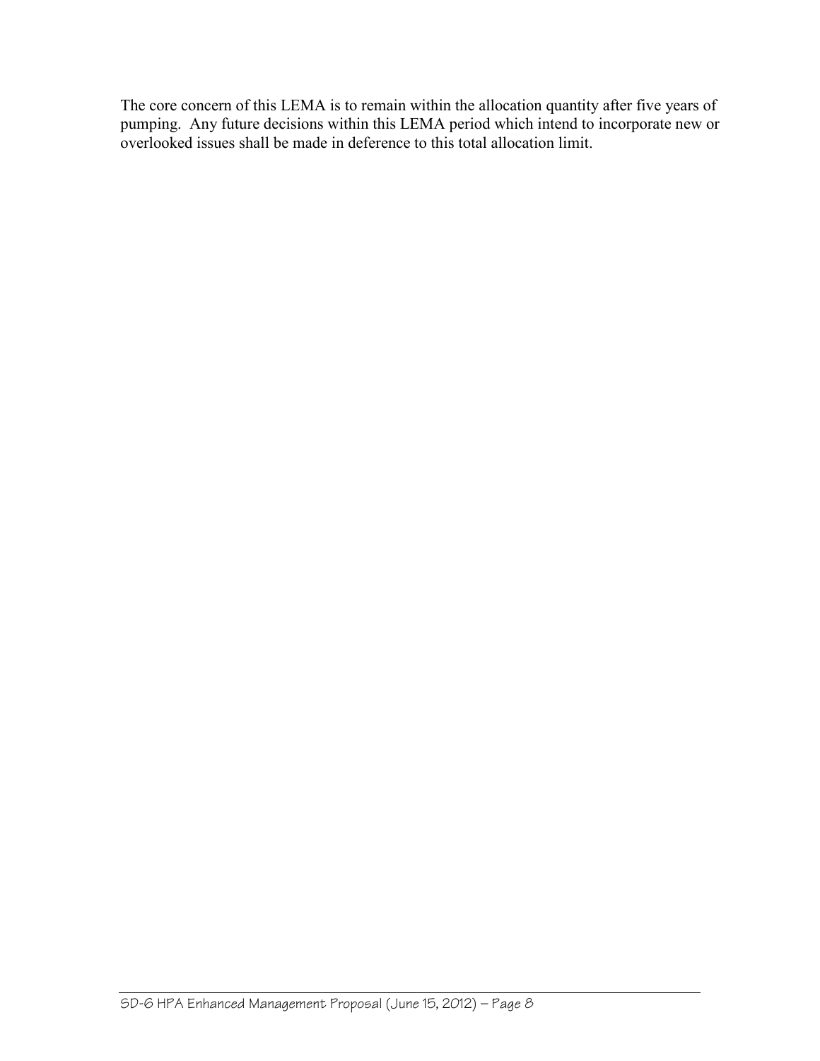The core concern of this LEMA is to remain within the allocation quantity after five years of pumping. Any future decisions within this LEMA period which intend to incorporate new or overlooked issues shall be made in deference to this total allocation limit.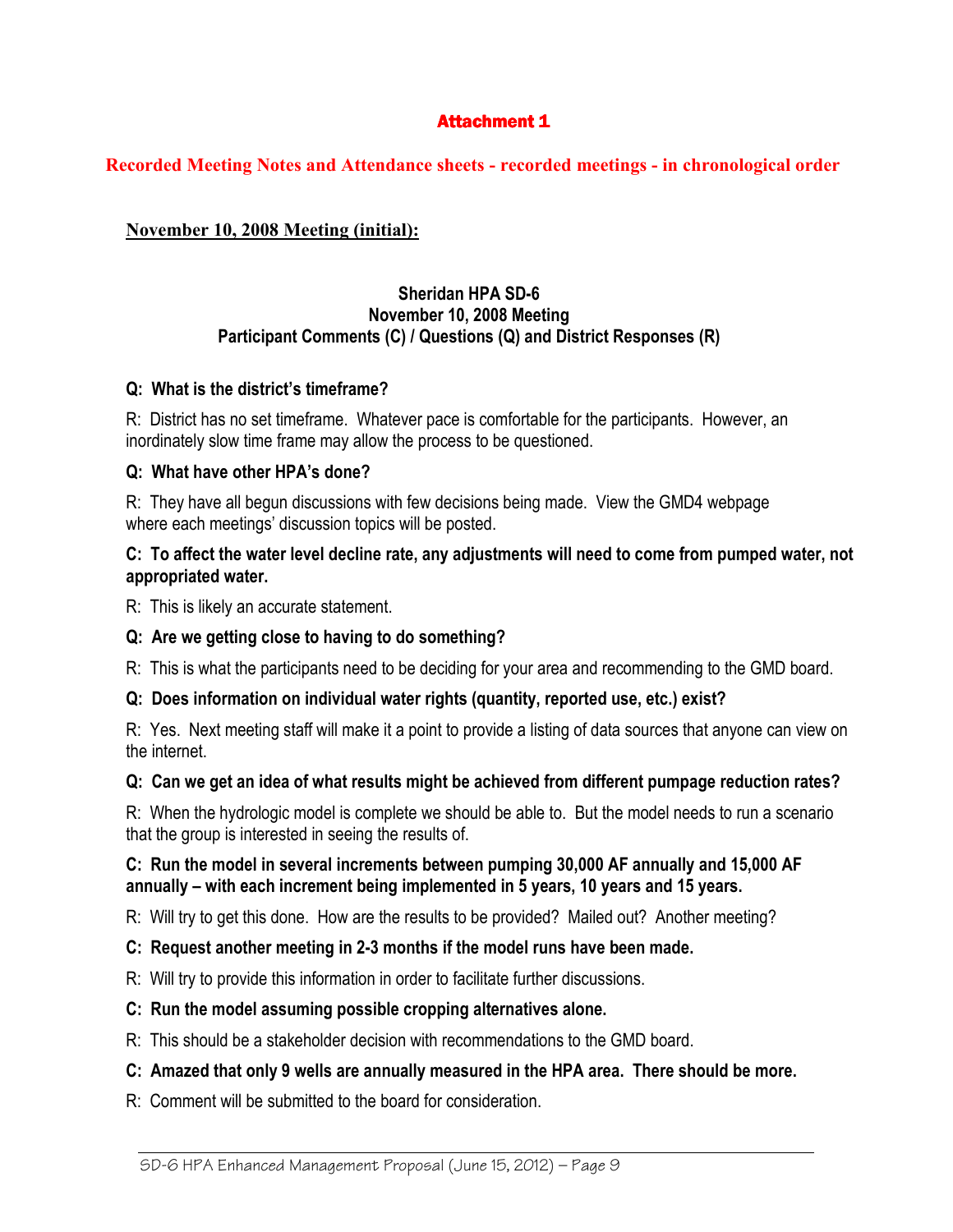## Attachment 1

**Recorded Meeting Notes and Attendance sheets - recorded meetings - in chronological order**

**November 10, 2008 Meeting (initial):**

### Sheridan HPA SD-6
### November 10, 2008 Meeting
### Participant Comments (C) / Questions (Q) and District Responses (R)

**Q: What is the district's timeframe?**

R: District has no set timeframe. Whatever pace is comfortable for the participants. However, an inordinately slow time frame may allow the process to be questioned.

**Q: What have other HPA's done?**

R: They have all begun discussions with few decisions being made. View the GMD4 webpage where each meetings' discussion topics will be posted.

**C: To affect the water level decline rate, any adjustments will need to come from pumped water, not appropriated water.**

R: This is likely an accurate statement.

**Q: Are we getting close to having to do something?**

R: This is what the participants need to be deciding for your area and recommending to the GMD board.

**Q: Does information on individual water rights (quantity, reported use, etc.) exist?**

R: Yes. Next meeting staff will make it a point to provide a listing of data sources that anyone can view on the internet.

**Q: Can we get an idea of what results might be achieved from different pumpage reduction rates?**

R: When the hydrologic model is complete we should be able to. But the model needs to run a scenario that the group is interested in seeing the results of.

**C: Run the model in several increments between pumping 30,000 AF annually and 15,000 AF annually – with each increment being implemented in 5 years, 10 years and 15 years.**

R: Will try to get this done. How are the results to be provided? Mailed out? Another meeting?

**C: Request another meeting in 2-3 months if the model runs have been made.**

R: Will try to provide this information in order to facilitate further discussions.

**C: Run the model assuming possible cropping alternatives alone.**

R: This should be a stakeholder decision with recommendations to the GMD board.

**C: Amazed that only 9 wells are annually measured in the HPA area. There should be more.**

R: Comment will be submitted to the board for consideration.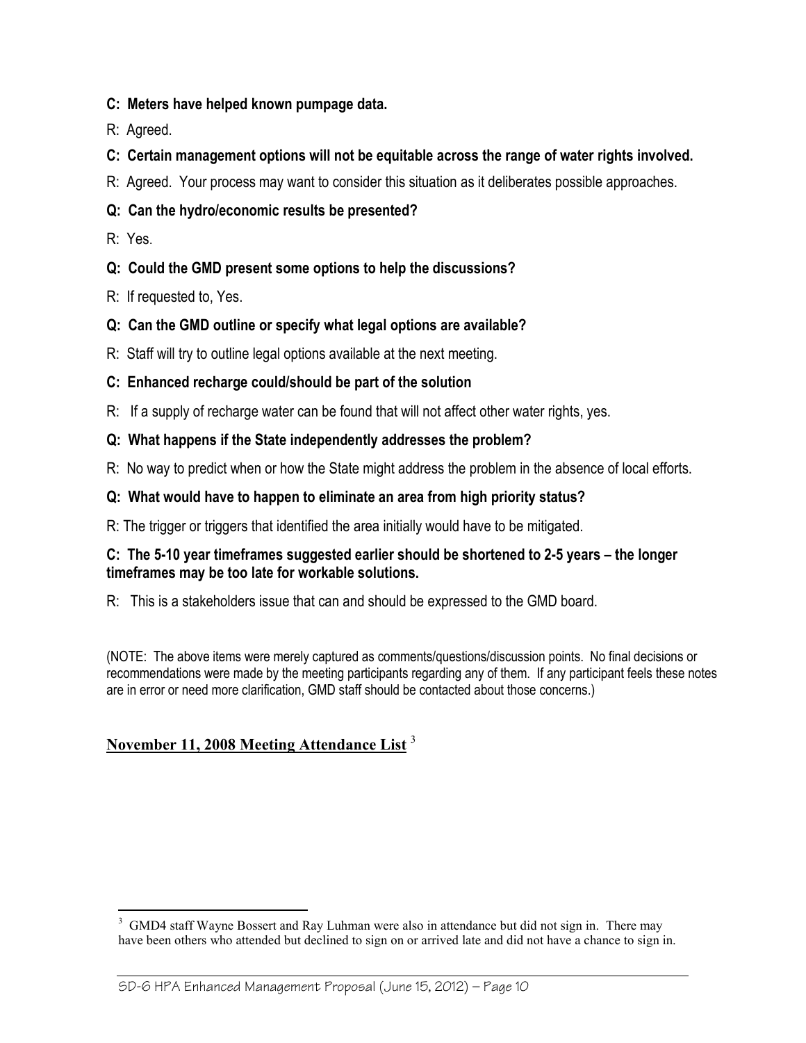**C: Meters have helped known pumpage data.**

R: Agreed.

**C: Certain management options will not be equitable across the range of water rights involved.**

R: Agreed. Your process may want to consider this situation as it deliberates possible approaches.

**Q: Can the hydro/economic results be presented?**

R: Yes.

**Q: Could the GMD present some options to help the discussions?**

R: If requested to, Yes.

**Q: Can the GMD outline or specify what legal options are available?**

R: Staff will try to outline legal options available at the next meeting.

**C: Enhanced recharge could/should be part of the solution**

R: If a supply of recharge water can be found that will not affect other water rights, yes.

**Q: What happens if the State independently addresses the problem?**

R: No way to predict when or how the State might address the problem in the absence of local efforts.

**Q: What would have to happen to eliminate an area from high priority status?**

R: The trigger or triggers that identified the area initially would have to be mitigated.

**C: The 5-10 year timeframes suggested earlier should be shortened to 2-5 years – the longer timeframes may be too late for workable solutions.**

R: This is a stakeholders issue that can and should be expressed to the GMD board.

(NOTE: The above items were merely captured as comments/questions/discussion points. No final decisions or recommendations were made by the meeting participants regarding any of them. If any participant feels these notes are in error or need more clarification, GMD staff should be contacted about those concerns.)

**November 11, 2008 Meeting Attendance List** [3]

[3] GMD4 staff Wayne Bossert and Ray Luhman were also in attendance but did not sign in. There may have been others who attended but declined to sign on or arrived late and did not have a chance to sign in.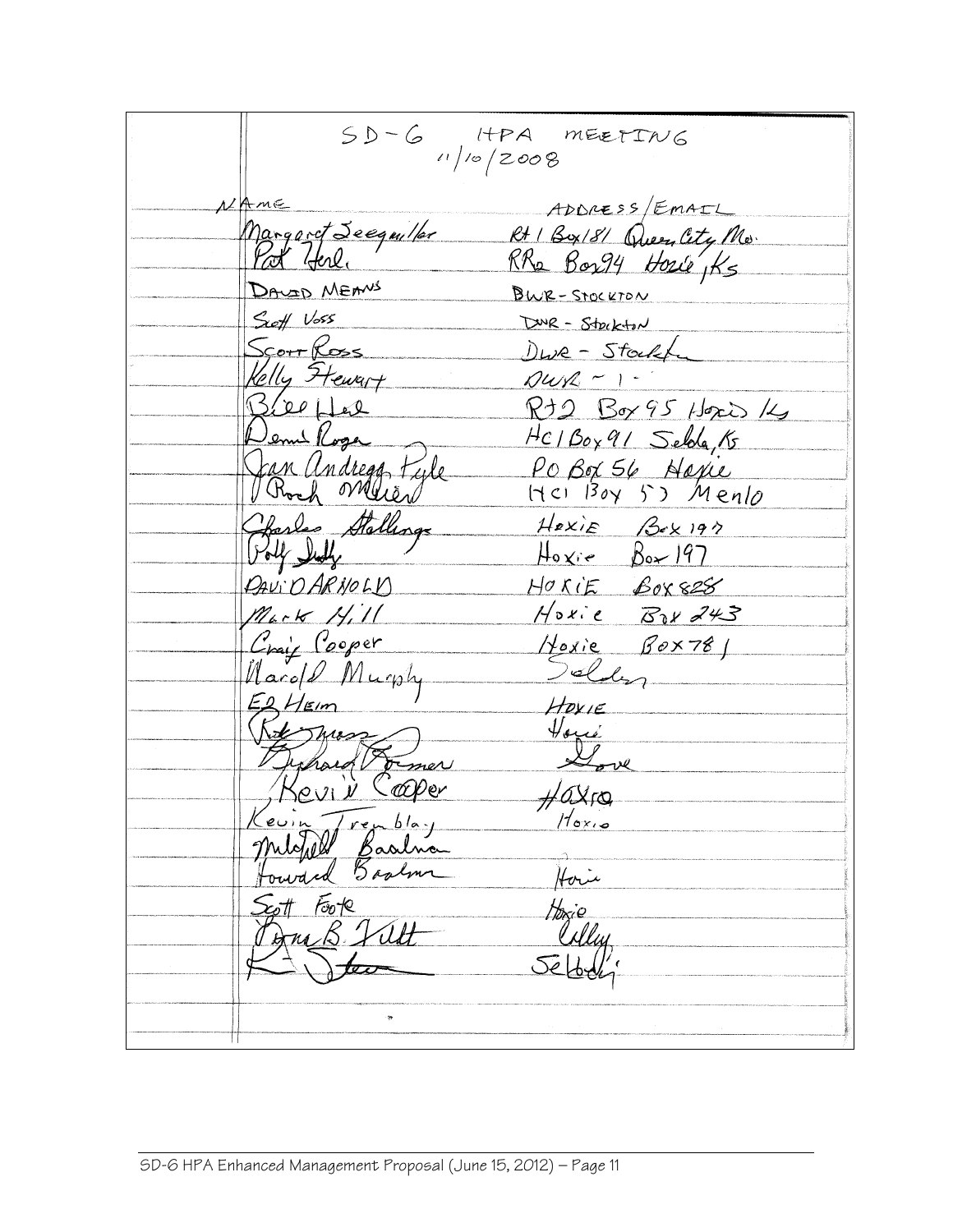# SD-6 HPA MEETING
## 11/10/2008

| NAME | ADDRESS/EMAIL |
| --- | --- |
| Margaret Zeeguiller | Rt 1 Box 181 Queen City Mo. |
| Pat Hall | RR2 Box 94 Hoxie, Ks |
| DAVID MEANS | DWR-STOCKTON |
| Scott Voss | DWR - Stockton |
| Scott Ross | DWR - Stockton |
| Kelly Stewart | DWR - " - |
| Bill Hall | Rt 2 Box 95 Hoxie Ks |
| Dennis Rogers | HC 1 Box 91 Selden, Ks |
| Jan Andregg Pyle | PO Box 56 Hoxie |
| Roch Meier | HC 1 Box 53 Menlo |
| Charles Stallings | HOXIE Box 197 |
| Polly Stallings | Hoxie Box 197 |
| DAVID ARNOLD | HOXIE BOX 828 |
| Mark Hill | Hoxie Box 243 |
| Craig Cooper | Hoxie Box 781 |
| Harold Murphy | Selden |
| ED HEIM | HOXIE |
| Rick Moss | Hoxie |
| Richard Pomer | Hoxie |
| Kevin Cooper | Hoxie |
| Kevin Tremblay | Hoxie |
| Mitchell Baalman | |
| Howard Baalman | Hoxie |
| Scott Foote | Hoxie |
| Donna B. Vitt | Colby |
| K. Stev | Selden |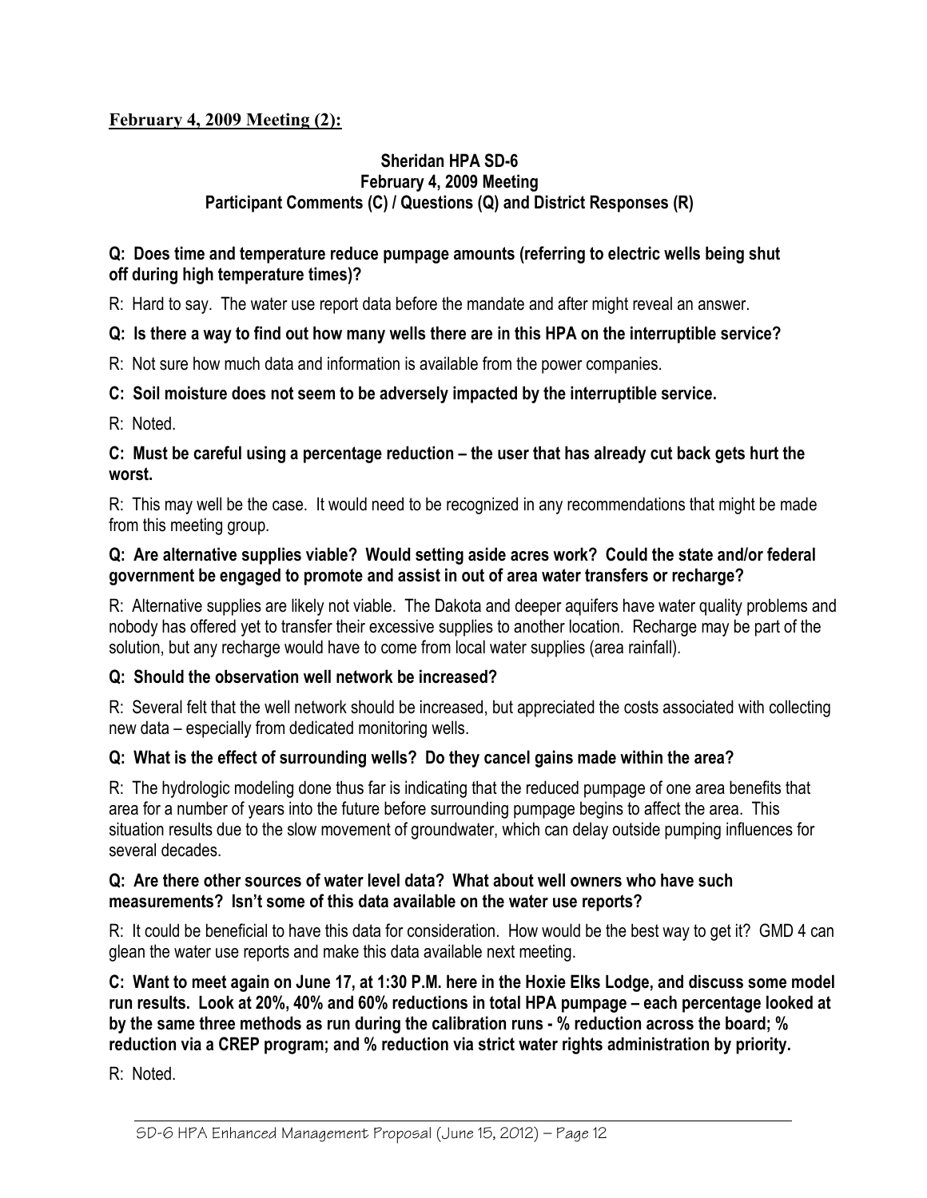## February 4, 2009 Meeting (2):

### Sheridan HPA SD-6
### February 4, 2009 Meeting
### Participant Comments (C) / Questions (Q) and District Responses (R)

**Q: Does time and temperature reduce pumpage amounts (referring to electric wells being shut off during high temperature times)?**

R: Hard to say. The water use report data before the mandate and after might reveal an answer.

**Q: Is there a way to find out how many wells there are in this HPA on the interruptible service?**

R: Not sure how much data and information is available from the power companies.

**C: Soil moisture does not seem to be adversely impacted by the interruptible service.**

R: Noted.

**C: Must be careful using a percentage reduction – the user that has already cut back gets hurt the worst.**

R: This may well be the case. It would need to be recognized in any recommendations that might be made from this meeting group.

**Q: Are alternative supplies viable? Would setting aside acres work? Could the state and/or federal government be engaged to promote and assist in out of area water transfers or recharge?**

R: Alternative supplies are likely not viable. The Dakota and deeper aquifers have water quality problems and nobody has offered yet to transfer their excessive supplies to another location. Recharge may be part of the solution, but any recharge would have to come from local water supplies (area rainfall).

**Q: Should the observation well network be increased?**

R: Several felt that the well network should be increased, but appreciated the costs associated with collecting new data – especially from dedicated monitoring wells.

**Q: What is the effect of surrounding wells? Do they cancel gains made within the area?**

R: The hydrologic modeling done thus far is indicating that the reduced pumpage of one area benefits that area for a number of years into the future before surrounding pumpage begins to affect the area. This situation results due to the slow movement of groundwater, which can delay outside pumping influences for several decades.

**Q: Are there other sources of water level data? What about well owners who have such measurements? Isn't some of this data available on the water use reports?**

R: It could be beneficial to have this data for consideration. How would be the best way to get it? GMD 4 can glean the water use reports and make this data available next meeting.

**C: Want to meet again on June 17, at 1:30 P.M. here in the Hoxie Elks Lodge, and discuss some model run results. Look at 20%, 40% and 60% reductions in total HPA pumpage – each percentage looked at by the same three methods as run during the calibration runs - % reduction across the board; % reduction via a CREP program; and % reduction via strict water rights administration by priority.**

R: Noted.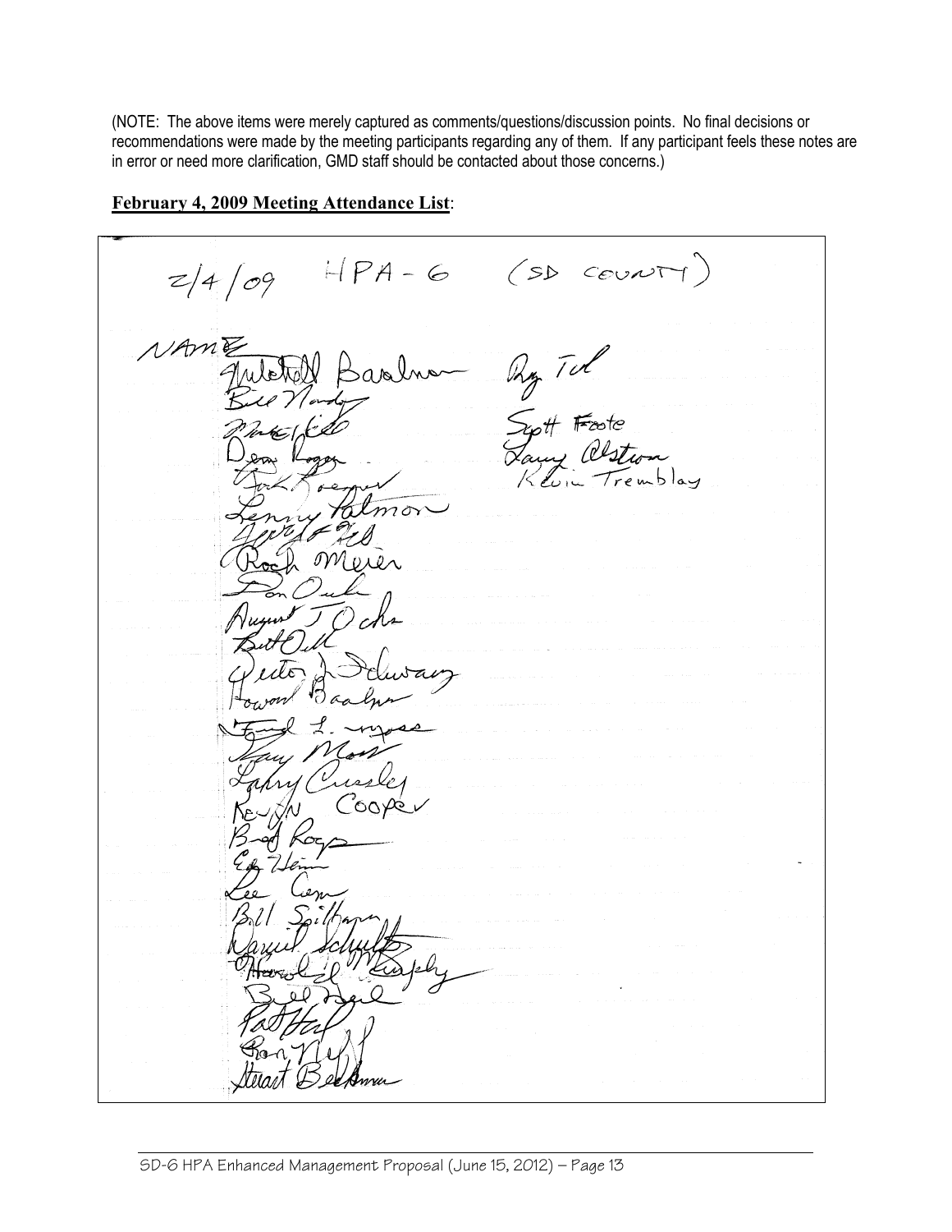(NOTE: The above items were merely captured as comments/questions/discussion points. No final decisions or recommendations were made by the meeting participants regarding any of them. If any participant feels these notes are in error or need more clarification, GMD staff should be contacted about those concerns.)

**February 4, 2009 Meeting Attendance List**:

2/4/09 HPA-6 (SD COUNTY)

NAME

Mitchell Baalman
Bill Nondorf
Mike Fell
Dean Rogers
Jack Roemer
Lenny Palmer
Jerry Fell
Roch Meier
Don Ouke
August J Ochs
Bill Ochs
Victor J Schwartz
Howard Baalman
Fred L. Moss
Gary Moss
Larry Cressler
Kevin Cooper
Brad Rogers
Ed Heim
Lee Cerny
Bill Spillman
Daniel Schultz
Harold J Murphy
Bill Hessel
Pat Hart
Ron Neff
Stewart Beckman

Ray Teel
Scott Foote
Larry Olston
Kevin Tremblay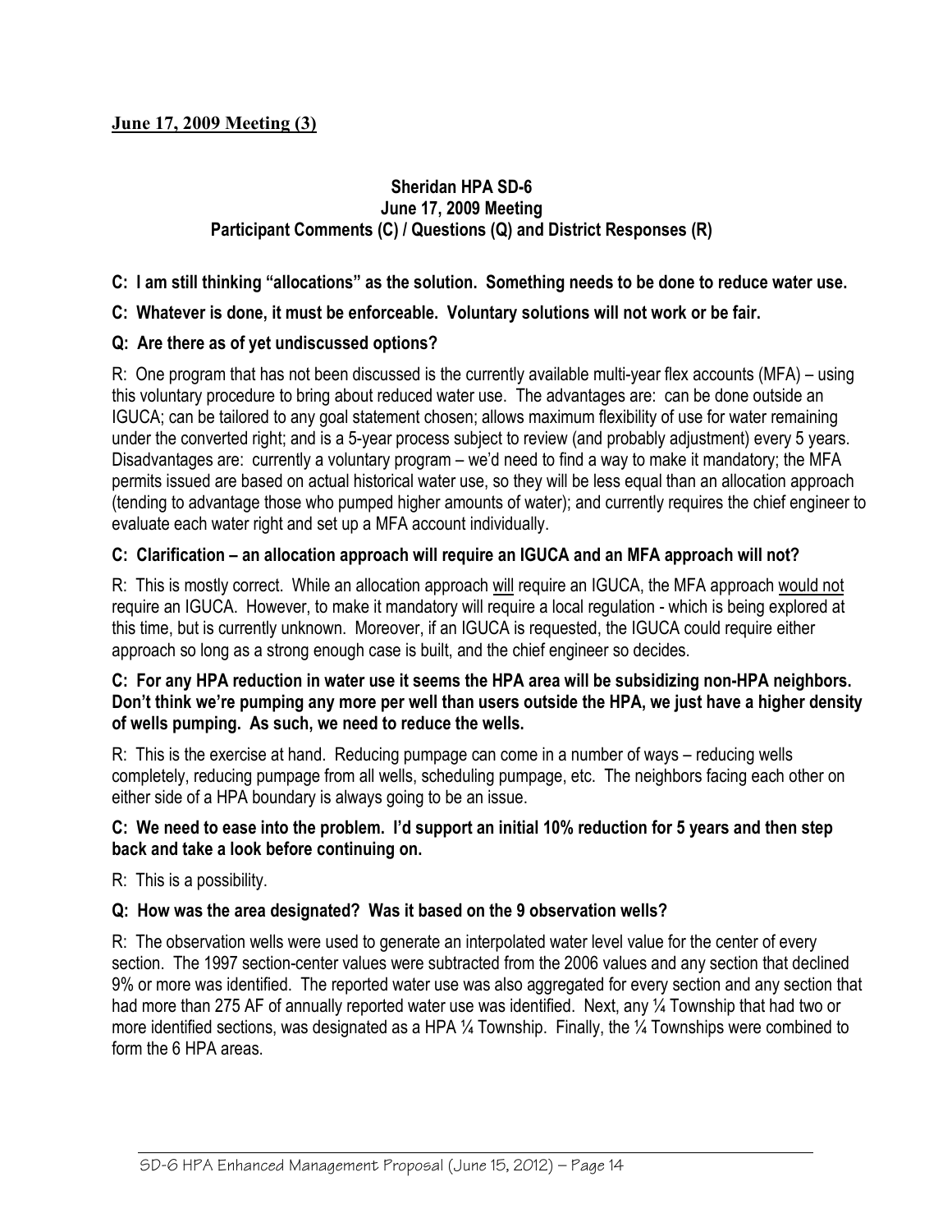**June 17, 2009 Meeting (3)**

### Sheridan HPA SD-6
### June 17, 2009 Meeting
### Participant Comments (C) / Questions (Q) and District Responses (R)

**C: I am still thinking "allocations" as the solution. Something needs to be done to reduce water use.**

**C: Whatever is done, it must be enforceable. Voluntary solutions will not work or be fair.**

**Q: Are there as of yet undiscussed options?**

R: One program that has not been discussed is the currently available multi-year flex accounts (MFA) – using this voluntary procedure to bring about reduced water use. The advantages are: can be done outside an IGUCA; can be tailored to any goal statement chosen; allows maximum flexibility of use for water remaining under the converted right; and is a 5-year process subject to review (and probably adjustment) every 5 years. Disadvantages are: currently a voluntary program – we'd need to find a way to make it mandatory; the MFA permits issued are based on actual historical water use, so they will be less equal than an allocation approach (tending to advantage those who pumped higher amounts of water); and currently requires the chief engineer to evaluate each water right and set up a MFA account individually.

**C: Clarification – an allocation approach will require an IGUCA and an MFA approach will not?**

R: This is mostly correct. While an allocation approach <u>will</u> require an IGUCA, the MFA approach <u>would not</u> require an IGUCA. However, to make it mandatory will require a local regulation - which is being explored at this time, but is currently unknown. Moreover, if an IGUCA is requested, the IGUCA could require either approach so long as a strong enough case is built, and the chief engineer so decides.

**C: For any HPA reduction in water use it seems the HPA area will be subsidizing non-HPA neighbors. Don't think we're pumping any more per well than users outside the HPA, we just have a higher density of wells pumping. As such, we need to reduce the wells.**

R: This is the exercise at hand. Reducing pumpage can come in a number of ways – reducing wells completely, reducing pumpage from all wells, scheduling pumpage, etc. The neighbors facing each other on either side of a HPA boundary is always going to be an issue.

**C: We need to ease into the problem. I'd support an initial 10% reduction for 5 years and then step back and take a look before continuing on.**

R: This is a possibility.

**Q: How was the area designated? Was it based on the 9 observation wells?**

R: The observation wells were used to generate an interpolated water level value for the center of every section. The 1997 section-center values were subtracted from the 2006 values and any section that declined 9% or more was identified. The reported water use was also aggregated for every section and any section that had more than 275 AF of annually reported water use was identified. Next, any ¼ Township that had two or more identified sections, was designated as a HPA ¼ Township. Finally, the ¼ Townships were combined to form the 6 HPA areas.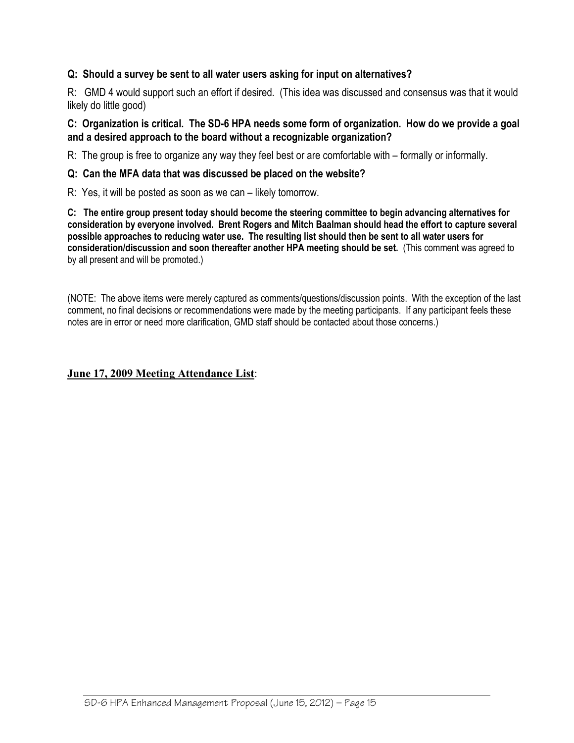**Q: Should a survey be sent to all water users asking for input on alternatives?**

R: GMD 4 would support such an effort if desired. (This idea was discussed and consensus was that it would likely do little good)

**C: Organization is critical. The SD-6 HPA needs some form of organization. How do we provide a goal and a desired approach to the board without a recognizable organization?**

R: The group is free to organize any way they feel best or are comfortable with – formally or informally.

**Q: Can the MFA data that was discussed be placed on the website?**

R: Yes, it will be posted as soon as we can – likely tomorrow.

**C: The entire group present today should become the steering committee to begin advancing alternatives for consideration by everyone involved. Brent Rogers and Mitch Baalman should head the effort to capture several possible approaches to reducing water use. The resulting list should then be sent to all water users for consideration/discussion and soon thereafter another HPA meeting should be set.** (This comment was agreed to by all present and will be promoted.)

(NOTE: The above items were merely captured as comments/questions/discussion points. With the exception of the last comment, no final decisions or recommendations were made by the meeting participants. If any participant feels these notes are in error or need more clarification, GMD staff should be contacted about those concerns.)

**June 17, 2009 Meeting Attendance List**: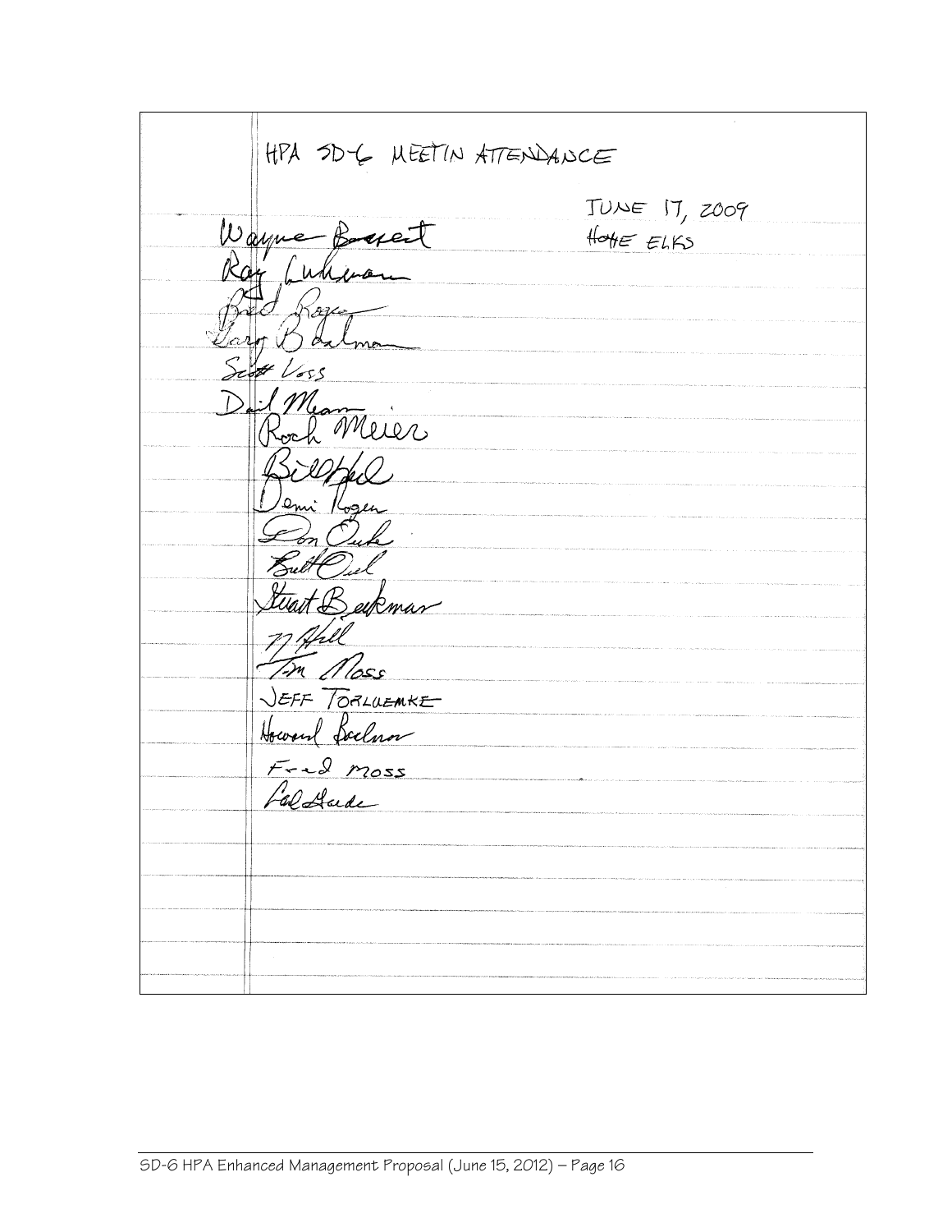HPA SD-6 MEETIN ATTENDANCE

JUNE 17, 2009

HOME ELKS

Wayne Bossert

Ray Luhman

Brad Rogers

Gary Baalman

Scott Voss

Dail Mean

Roch Meier

Bill Hall

Demi Rogers

Don Ouke

Britt Ouel

Stuart Beckman

M Hall

Tim Moss

JEFF TORLUEMKE

Howard Baalman

Fred Moss

Cal Gaede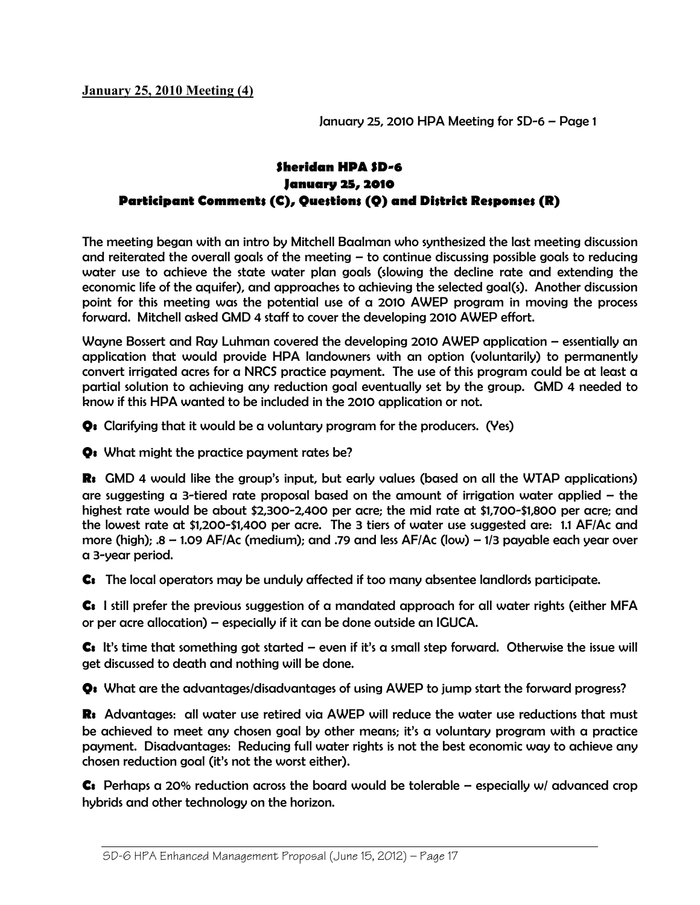**January 25, 2010 Meeting (4)**

# Sheridan HPA SD-6
## January 25, 2010
### Participant Comments (C), Questions (Q) and District Responses (R)

The meeting began with an intro by Mitchell Baalman who synthesized the last meeting discussion and reiterated the overall goals of the meeting – to continue discussing possible goals to reducing water use to achieve the state water plan goals (slowing the decline rate and extending the economic life of the aquifer), and approaches to achieving the selected goal(s). Another discussion point for this meeting was the potential use of a 2010 AWEP program in moving the process forward. Mitchell asked GMD 4 staff to cover the developing 2010 AWEP effort.

Wayne Bossert and Ray Luhman covered the developing 2010 AWEP application – essentially an application that would provide HPA landowners with an option (voluntarily) to permanently convert irrigated acres for a NRCS practice payment. The use of this program could be at least a partial solution to achieving any reduction goal eventually set by the group. GMD 4 needed to know if this HPA wanted to be included in the 2010 application or not.

**Q:** Clarifying that it would be a voluntary program for the producers. (Yes)

**Q:** What might the practice payment rates be?

**R:** GMD 4 would like the group's input, but early values (based on all the WTAP applications) are suggesting a 3-tiered rate proposal based on the amount of irrigation water applied – the highest rate would be about $2,300-2,400 per acre; the mid rate at $1,700-$1,800 per acre; and the lowest rate at $1,200-$1,400 per acre. The 3 tiers of water use suggested are: 1.1 AF/Ac and more (high); .8 – 1.09 AF/Ac (medium); and .79 and less AF/Ac (low) – 1/3 payable each year over a 3-year period.

**C:** The local operators may be unduly affected if too many absentee landlords participate.

**C:** I still prefer the previous suggestion of a mandated approach for all water rights (either MFA or per acre allocation) – especially if it can be done outside an IGUCA.

**C:** It's time that something got started – even if it's a small step forward. Otherwise the issue will get discussed to death and nothing will be done.

**Q:** What are the advantages/disadvantages of using AWEP to jump start the forward progress?

**R:** Advantages: all water use retired via AWEP will reduce the water use reductions that must be achieved to meet any chosen goal by other means; it's a voluntary program with a practice payment. Disadvantages: Reducing full water rights is not the best economic way to achieve any chosen reduction goal (it's not the worst either).

**C:** Perhaps a 20% reduction across the board would be tolerable – especially w/ advanced crop hybrids and other technology on the horizon.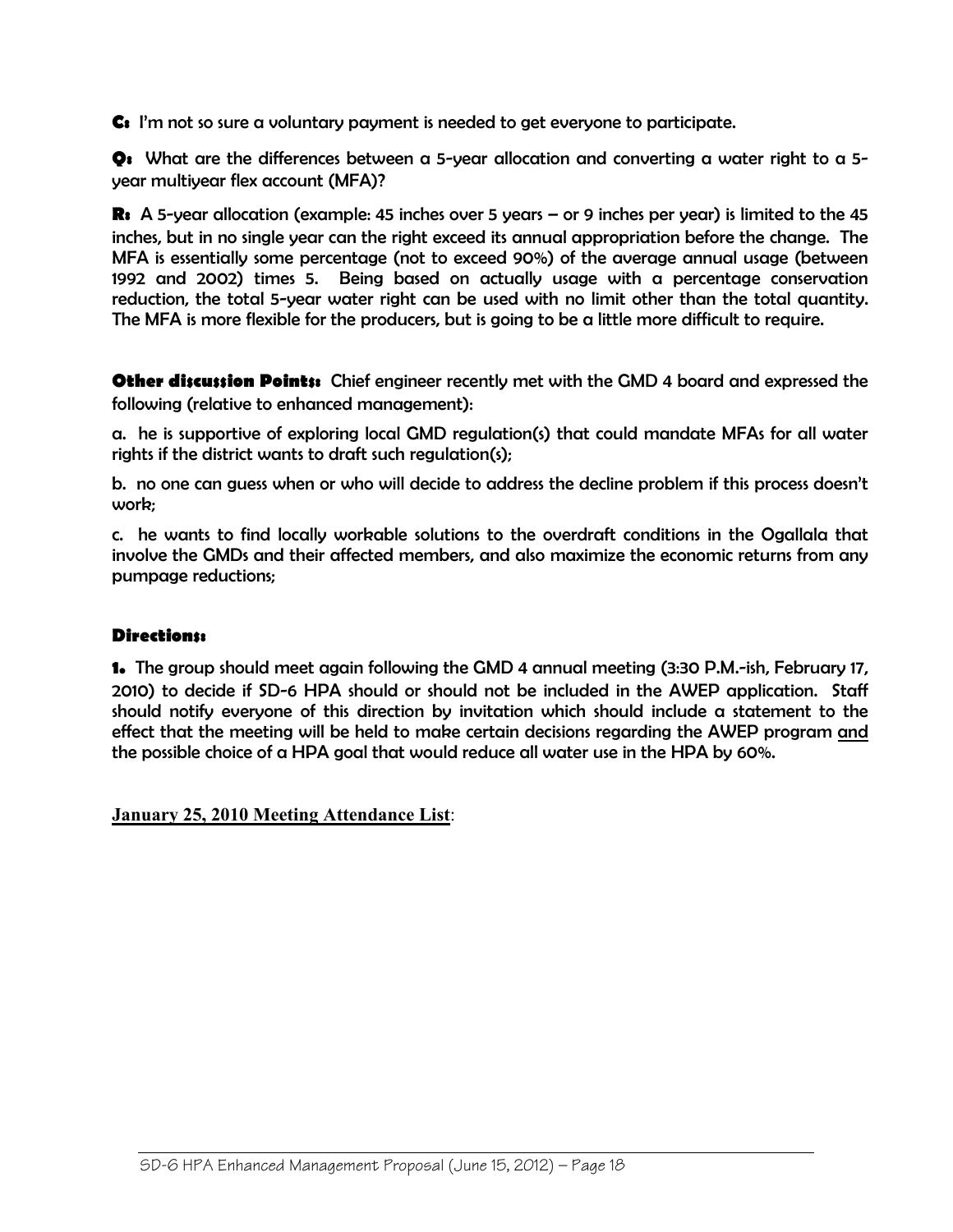**C:** I'm not so sure a voluntary payment is needed to get everyone to participate.

**Q:** What are the differences between a 5-year allocation and converting a water right to a 5-year multiyear flex account (MFA)?

**R:** A 5-year allocation (example: 45 inches over 5 years – or 9 inches per year) is limited to the 45 inches, but in no single year can the right exceed its annual appropriation before the change. The MFA is essentially some percentage (not to exceed 90%) of the average annual usage (between 1992 and 2002) times 5. Being based on actually usage with a percentage conservation reduction, the total 5-year water right can be used with no limit other than the total quantity. The MFA is more flexible for the producers, but is going to be a little more difficult to require.

**Other discussion Points:** Chief engineer recently met with the GMD 4 board and expressed the following (relative to enhanced management):

a. he is supportive of exploring local GMD regulation(s) that could mandate MFAs for all water rights if the district wants to draft such regulation(s);

b. no one can guess when or who will decide to address the decline problem if this process doesn't work;

c. he wants to find locally workable solutions to the overdraft conditions in the Ogallala that involve the GMDs and their affected members, and also maximize the economic returns from any pumpage reductions;

**Directions:**

**1.** The group should meet again following the GMD 4 annual meeting (3:30 P.M.-ish, February 17, 2010) to decide if SD-6 HPA should or should not be included in the AWEP application. Staff should notify everyone of this direction by invitation which should include a statement to the effect that the meeting will be held to make certain decisions regarding the AWEP program <u>and</u> the possible choice of a HPA goal that would reduce all water use in the HPA by 60%.

**<u>January 25, 2010 Meeting Attendance List</u>**: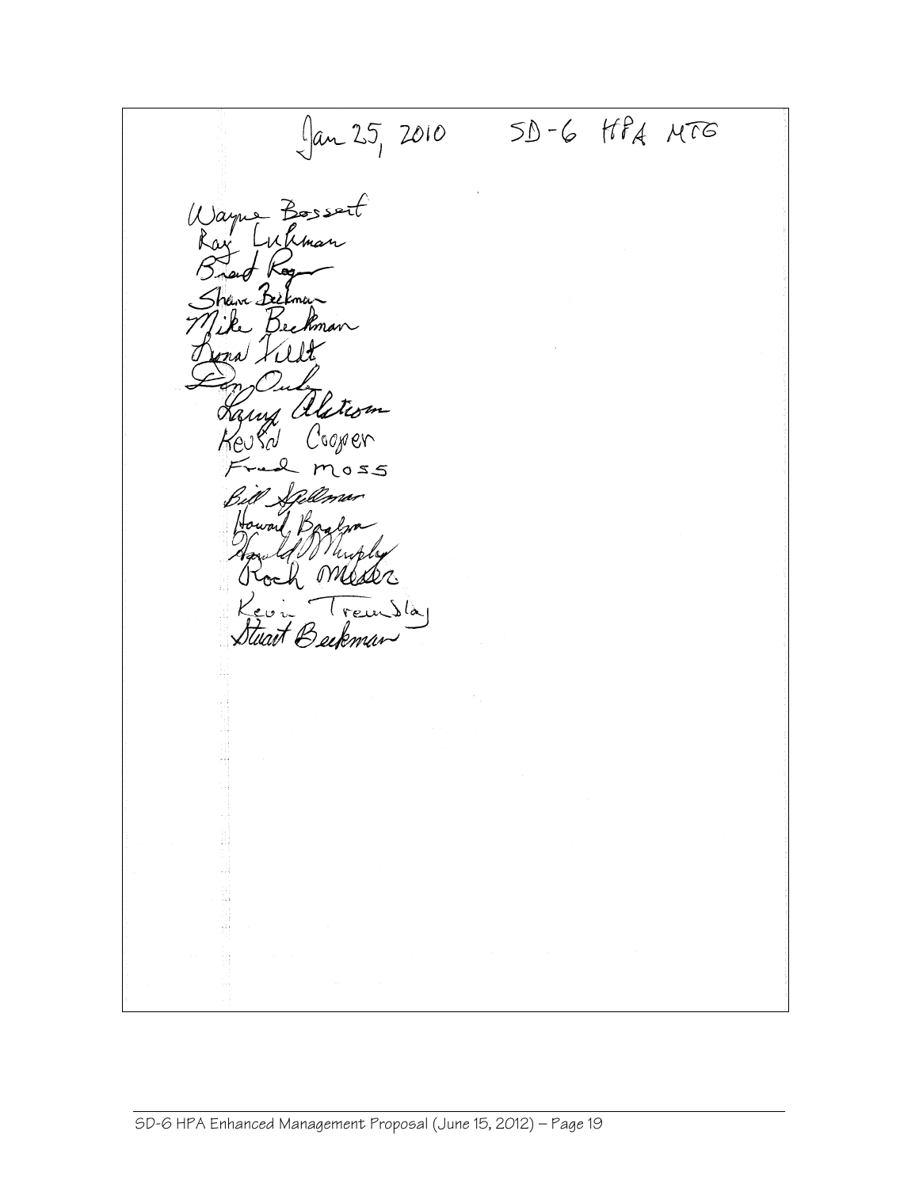Jan 25, 2010 SD-6 HPA MTG

Wayne Bossert
Ray Luhman
Brad Rogers
Shawn Beckman
Mike Beckman
Lona Vilet
Don Ouley
Larry Alstrom
Kevin Cooper
Fred Moss
Bill Spellman
Howard Boaldin
Harold Murphy
Rock Meier
Kevin Tremblay
Stuart Beckman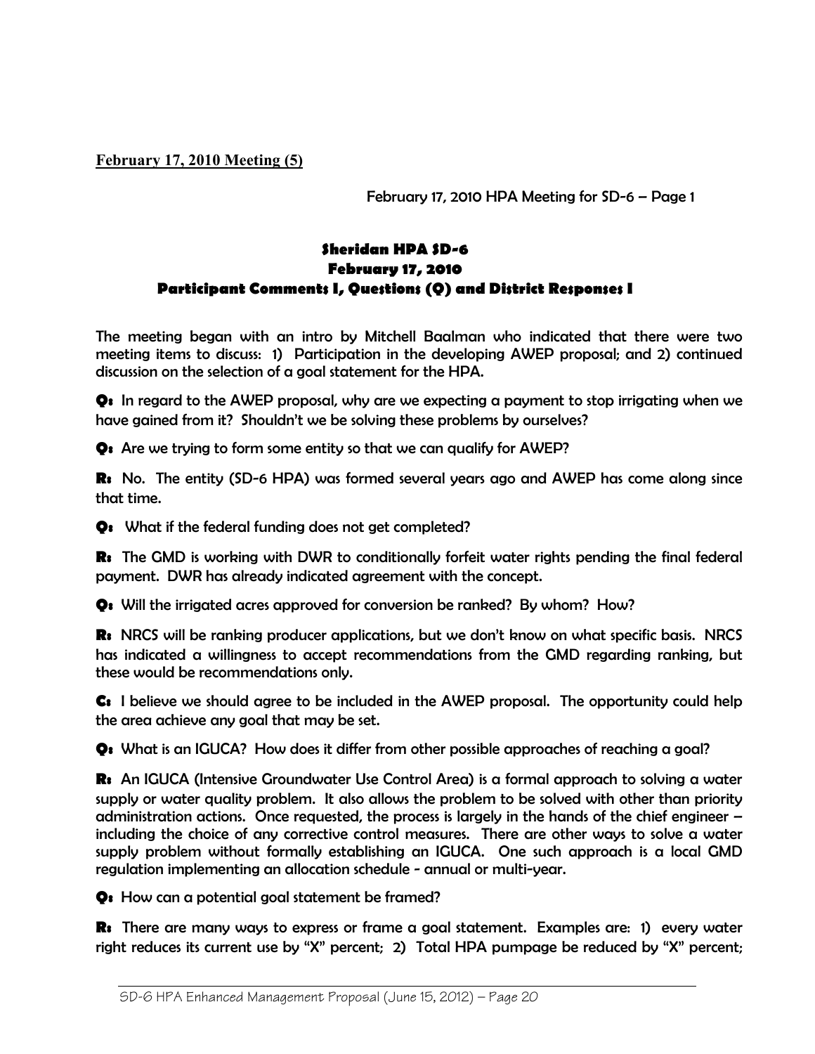**February 17, 2010 Meeting (5)**

February 17, 2010 HPA Meeting for SD-6 – Page 1

## Sheridan HPA SD-6
## February 17, 2010
## Participant Comments I, Questions (Q) and District Responses I

The meeting began with an intro by Mitchell Baalman who indicated that there were two meeting items to discuss: 1) Participation in the developing AWEP proposal; and 2) continued discussion on the selection of a goal statement for the HPA.

**Q:** In regard to the AWEP proposal, why are we expecting a payment to stop irrigating when we have gained from it? Shouldn't we be solving these problems by ourselves?

**Q:** Are we trying to form some entity so that we can qualify for AWEP?

**R:** No. The entity (SD-6 HPA) was formed several years ago and AWEP has come along since that time.

**Q:** What if the federal funding does not get completed?

**R:** The GMD is working with DWR to conditionally forfeit water rights pending the final federal payment. DWR has already indicated agreement with the concept.

**Q:** Will the irrigated acres approved for conversion be ranked? By whom? How?

**R:** NRCS will be ranking producer applications, but we don't know on what specific basis. NRCS has indicated a willingness to accept recommendations from the GMD regarding ranking, but these would be recommendations only.

**C:** I believe we should agree to be included in the AWEP proposal. The opportunity could help the area achieve any goal that may be set.

**Q:** What is an IGUCA? How does it differ from other possible approaches of reaching a goal?

**R:** An IGUCA (Intensive Groundwater Use Control Area) is a formal approach to solving a water supply or water quality problem. It also allows the problem to be solved with other than priority administration actions. Once requested, the process is largely in the hands of the chief engineer – including the choice of any corrective control measures. There are other ways to solve a water supply problem without formally establishing an IGUCA. One such approach is a local GMD regulation implementing an allocation schedule - annual or multi-year.

**Q:** How can a potential goal statement be framed?

**R:** There are many ways to express or frame a goal statement. Examples are: 1) every water right reduces its current use by "X" percent; 2) Total HPA pumpage be reduced by "X" percent;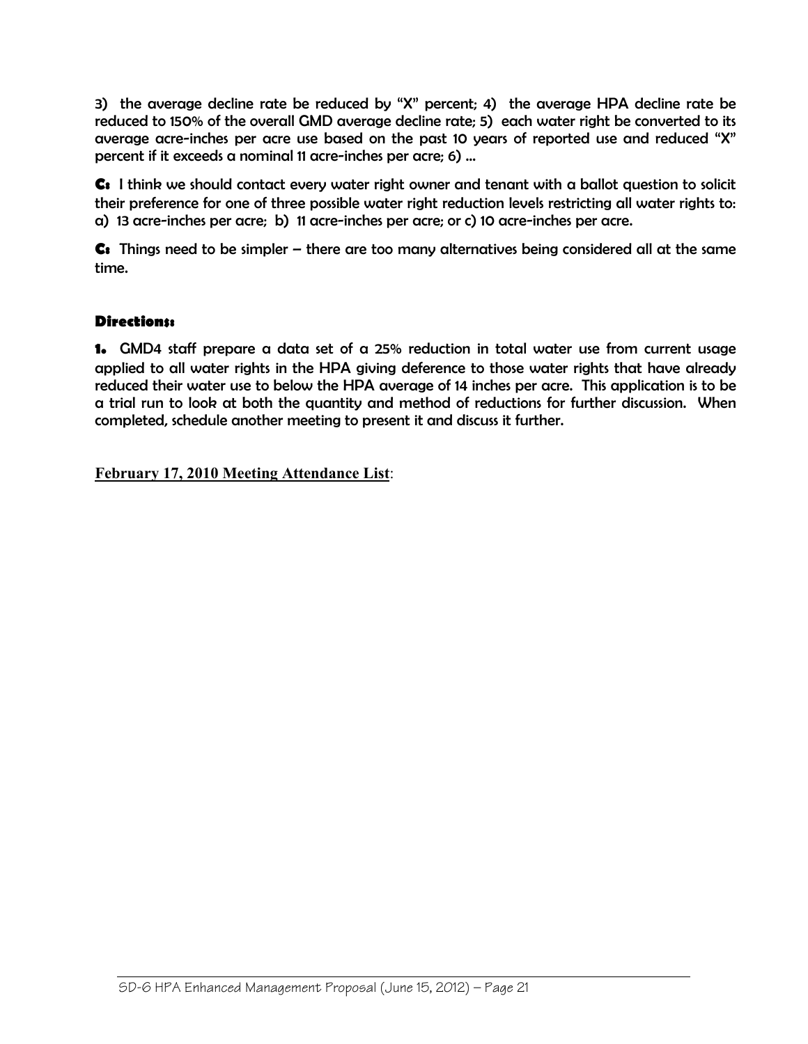3) the average decline rate be reduced by "X" percent; 4) the average HPA decline rate be reduced to 150% of the overall GMD average decline rate; 5) each water right be converted to its average acre-inches per acre use based on the past 10 years of reported use and reduced "X" percent if it exceeds a nominal 11 acre-inches per acre; 6) ...

**C:** I think we should contact every water right owner and tenant with a ballot question to solicit their preference for one of three possible water right reduction levels restricting all water rights to: a) 13 acre-inches per acre; b) 11 acre-inches per acre; or c) 10 acre-inches per acre.

**C:** Things need to be simpler – there are too many alternatives being considered all at the same time.

### Directions:

**1.** GMD4 staff prepare a data set of a 25% reduction in total water use from current usage applied to all water rights in the HPA giving deference to those water rights that have already reduced their water use to below the HPA average of 14 inches per acre. This application is to be a trial run to look at both the quantity and method of reductions for further discussion. When completed, schedule another meeting to present it and discuss it further.

**February 17, 2010 Meeting Attendance List**: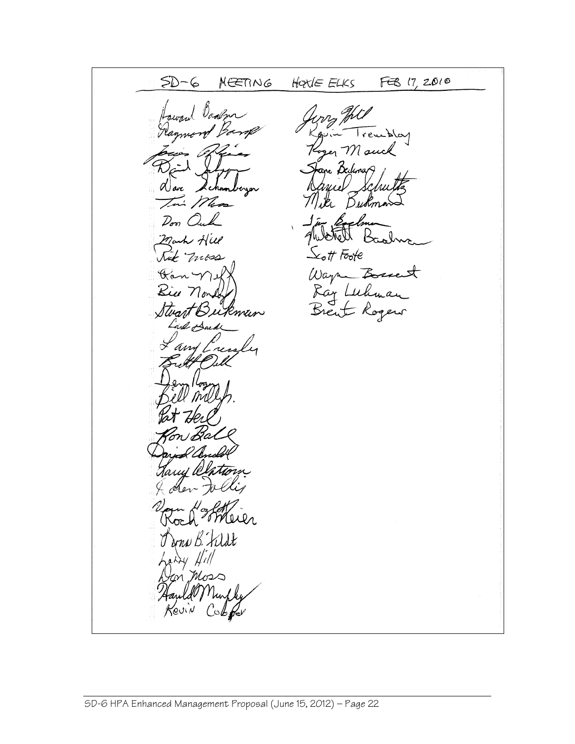SD-6 MEETING HOXIE ELKS FEB 17, 2010

Howard Baalman
Raymond Bamp
Jerry Hill
Kevin Tremblay
Roger Mauck
Shane Beckman
Daniel Schultz
Mike Beckman
Dave Schamberger
Tim Moss
Don Ochs
Mark Hill
Rick Moss
Ron Neff
Bill Nonday
Stuart Beckman
Carl Saade
Larry Cressley
Brett Ochs
Denny Rogers
Bill Mills
Pat Heil
Ron Ball
David Andel
Larry Olstrom
Karen Follis
Vern Hoglott
Roch Meier
Donna B. Fildt
Larry Hill
Don Moss
Harold Murphy
Kevin Cooper
Jim Baalman
Mitchell Baalman
Scott Foote
Wayne Bossert
Ray Luhman
Brent Rogers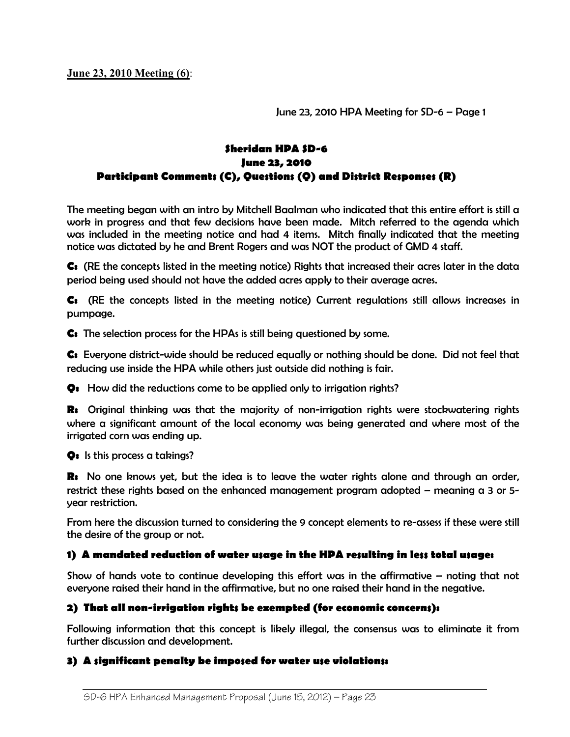**June 23, 2010 Meeting (6)**:

June 23, 2010 HPA Meeting for SD-6 – Page 1

## Sheridan HPA SD-6
## June 23, 2010
## Participant Comments (C), Questions (Q) and District Responses (R)

The meeting began with an intro by Mitchell Baalman who indicated that this entire effort is still a work in progress and that few decisions have been made. Mitch referred to the agenda which was included in the meeting notice and had 4 items. Mitch finally indicated that the meeting notice was dictated by he and Brent Rogers and was NOT the product of GMD 4 staff.

**C:** (RE the concepts listed in the meeting notice) Rights that increased their acres later in the data period being used should not have the added acres apply to their average acres.

**C:** (RE the concepts listed in the meeting notice) Current regulations still allows increases in pumpage.

**C:** The selection process for the HPAs is still being questioned by some.

**C:** Everyone district-wide should be reduced equally or nothing should be done. Did not feel that reducing use inside the HPA while others just outside did nothing is fair.

**Q:** How did the reductions come to be applied only to irrigation rights?

**R:** Original thinking was that the majority of non-irrigation rights were stockwatering rights where a significant amount of the local economy was being generated and where most of the irrigated corn was ending up.

**Q:** Is this process a takings?

**R:** No one knows yet, but the idea is to leave the water rights alone and through an order, restrict these rights based on the enhanced management program adopted – meaning a 3 or 5-year restriction.

From here the discussion turned to considering the 9 concept elements to re-assess if these were still the desire of the group or not.

### 1) A mandated reduction of water usage in the HPA resulting in less total usage:

Show of hands vote to continue developing this effort was in the affirmative – noting that not everyone raised their hand in the affirmative, but no one raised their hand in the negative.

### 2) That all non-irrigation rights be exempted (for economic concerns):

Following information that this concept is likely illegal, the consensus was to eliminate it from further discussion and development.

### 3) A significant penalty be imposed for water use violations: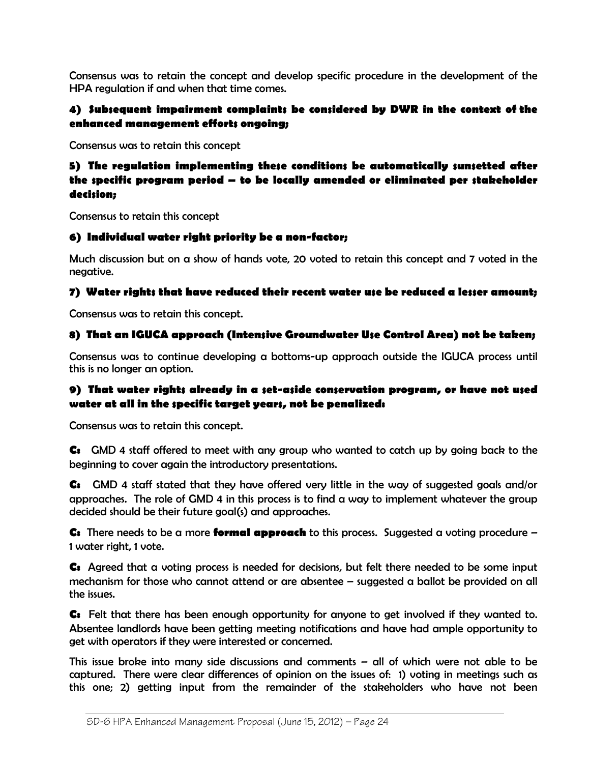Consensus was to retain the concept and develop specific procedure in the development of the HPA regulation if and when that time comes.

#### 4) Subsequent impairment complaints be considered by DWR in the context of the enhanced management efforts ongoing;

Consensus was to retain this concept

#### 5) The regulation implementing these conditions be automatically sunsetted after the specific program period – to be locally amended or eliminated per stakeholder decision;

Consensus to retain this concept

#### 6) Individual water right priority be a non-factor;

Much discussion but on a show of hands vote, 20 voted to retain this concept and 7 voted in the negative.

#### 7) Water rights that have reduced their recent water use be reduced a lesser amount;

Consensus was to retain this concept.

#### 8) That an IGUCA approach (Intensive Groundwater Use Control Area) not be taken;

Consensus was to continue developing a bottoms-up approach outside the IGUCA process until this is no longer an option.

#### 9) That water rights already in a set-aside conservation program, or have not used water at all in the specific target years, not be penalized:

Consensus was to retain this concept.

**C:** GMD 4 staff offered to meet with any group who wanted to catch up by going back to the beginning to cover again the introductory presentations.

**C:** GMD 4 staff stated that they have offered very little in the way of suggested goals and/or approaches. The role of GMD 4 in this process is to find a way to implement whatever the group decided should be their future goal(s) and approaches.

**C:** There needs to be a more **formal approach** to this process. Suggested a voting procedure – 1 water right, 1 vote.

**C:** Agreed that a voting process is needed for decisions, but felt there needed to be some input mechanism for those who cannot attend or are absentee – suggested a ballot be provided on all the issues.

**C:** Felt that there has been enough opportunity for anyone to get involved if they wanted to. Absentee landlords have been getting meeting notifications and have had ample opportunity to get with operators if they were interested or concerned.

This issue broke into many side discussions and comments – all of which were not able to be captured. There were clear differences of opinion on the issues of: 1) voting in meetings such as this one; 2) getting input from the remainder of the stakeholders who have not been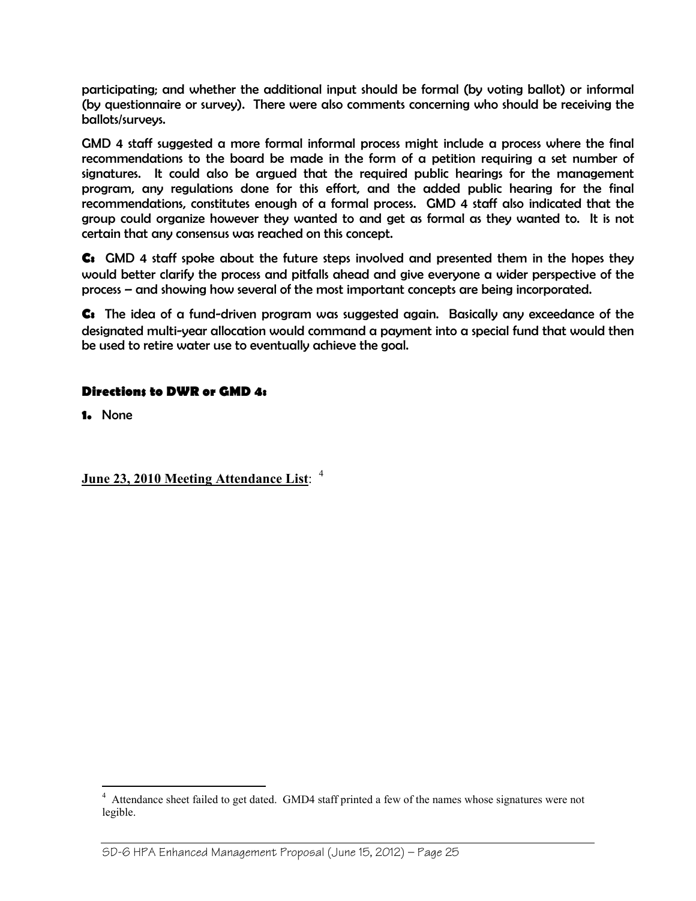participating; and whether the additional input should be formal (by voting ballot) or informal (by questionnaire or survey). There were also comments concerning who should be receiving the ballots/surveys.

GMD 4 staff suggested a more formal informal process might include a process where the final recommendations to the board be made in the form of a petition requiring a set number of signatures. It could also be argued that the required public hearings for the management program, any regulations done for this effort, and the added public hearing for the final recommendations, constitutes enough of a formal process. GMD 4 staff also indicated that the group could organize however they wanted to and get as formal as they wanted to. It is not certain that any consensus was reached on this concept.

**C:** GMD 4 staff spoke about the future steps involved and presented them in the hopes they would better clarify the process and pitfalls ahead and give everyone a wider perspective of the process – and showing how several of the most important concepts are being incorporated.

**C:** The idea of a fund-driven program was suggested again. Basically any exceedance of the designated multi-year allocation would command a payment into a special fund that would then be used to retire water use to eventually achieve the goal.

**Directions to DWR or GMD 4:**

**1.** None

**June 23, 2010 Meeting Attendance List**: [4]

[4] Attendance sheet failed to get dated. GMD4 staff printed a few of the names whose signatures were not legible.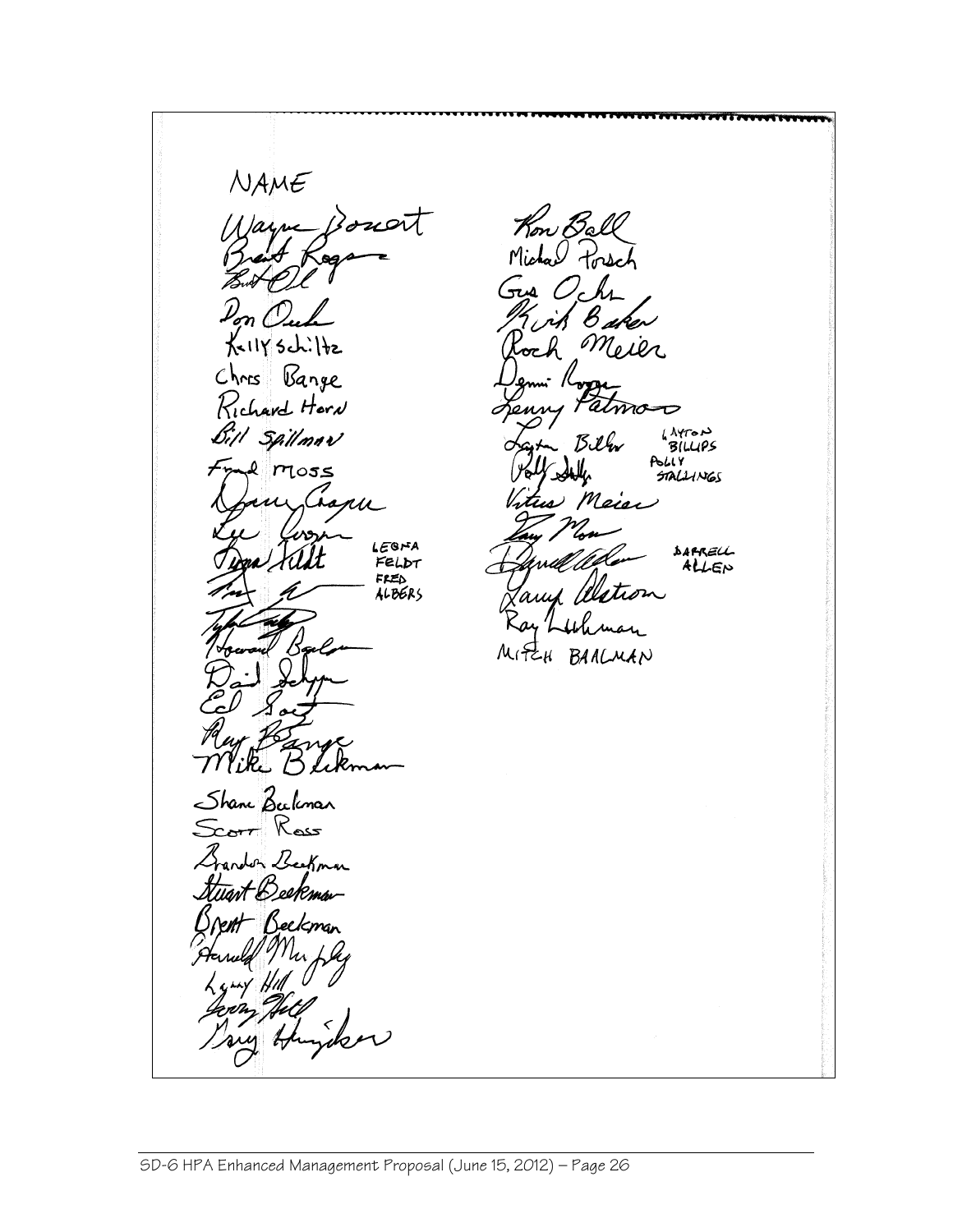NAME

Wayne Bossert
Brent Rogers
Burt Orl
Don Ochs
Kelly Schiltz
Chris Bange
Richard Horn
Bill Spillman
Fred Moss
Danny Chapin
Lee Cooper
Leona Feldt
Fred Albers
Tyler
Howard Baalman
David Schippers
Ed Sauer
Ray Bange
Mike Beckman
Shane Beckman
Scott Ross
Brandon Beckman
Stuart Beckman
Brent Beckman
Harold Murphy
Larry Hill
Jerry Hill
Gary Hunsicker

Ron Ball
Michael Porsch
Gus Ochs
Kirk Baker
Roch Meier
Lenni Rogers
Lenny Patmon
Layton Billips
Polly Stallings
Vitus Meier
Gary Moss
Darrell Allen
Larry Alstrom
Ray Luhman
Mitch Baalman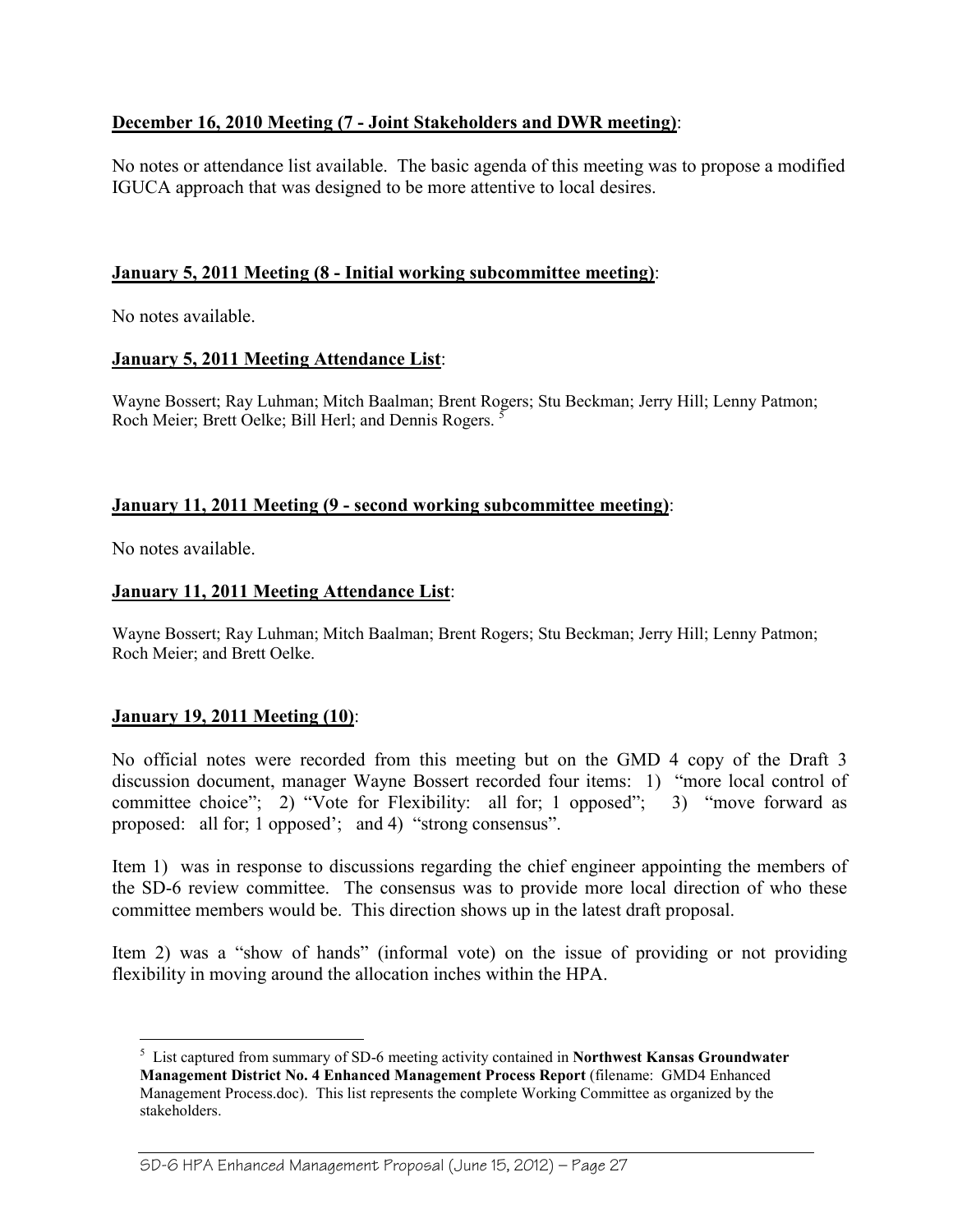**December 16, 2010 Meeting (7 - Joint Stakeholders and DWR meeting)**:

No notes or attendance list available. The basic agenda of this meeting was to propose a modified IGUCA approach that was designed to be more attentive to local desires.

**January 5, 2011 Meeting (8 - Initial working subcommittee meeting)**:

No notes available.

**January 5, 2011 Meeting Attendance List**:

Wayne Bossert; Ray Luhman; Mitch Baalman; Brent Rogers; Stu Beckman; Jerry Hill; Lenny Patmon; Roch Meier; Brett Oelke; Bill Herl; and Dennis Rogers. [5]

**January 11, 2011 Meeting (9 - second working subcommittee meeting)**:

No notes available.

**January 11, 2011 Meeting Attendance List**:

Wayne Bossert; Ray Luhman; Mitch Baalman; Brent Rogers; Stu Beckman; Jerry Hill; Lenny Patmon; Roch Meier; and Brett Oelke.

**January 19, 2011 Meeting (10)**:

No official notes were recorded from this meeting but on the GMD 4 copy of the Draft 3 discussion document, manager Wayne Bossert recorded four items: 1) "more local control of committee choice"; 2) "Vote for Flexibility: all for; 1 opposed"; 3) "move forward as proposed: all for; 1 opposed'; and 4) "strong consensus".

Item 1) was in response to discussions regarding the chief engineer appointing the members of the SD-6 review committee. The consensus was to provide more local direction of who these committee members would be. This direction shows up in the latest draft proposal.

Item 2) was a "show of hands" (informal vote) on the issue of providing or not providing flexibility in moving around the allocation inches within the HPA.

---

[5] List captured from summary of SD-6 meeting activity contained in **Northwest Kansas Groundwater Management District No. 4 Enhanced Management Process Report** (filename: GMD4 Enhanced Management Process.doc). This list represents the complete Working Committee as organized by the stakeholders.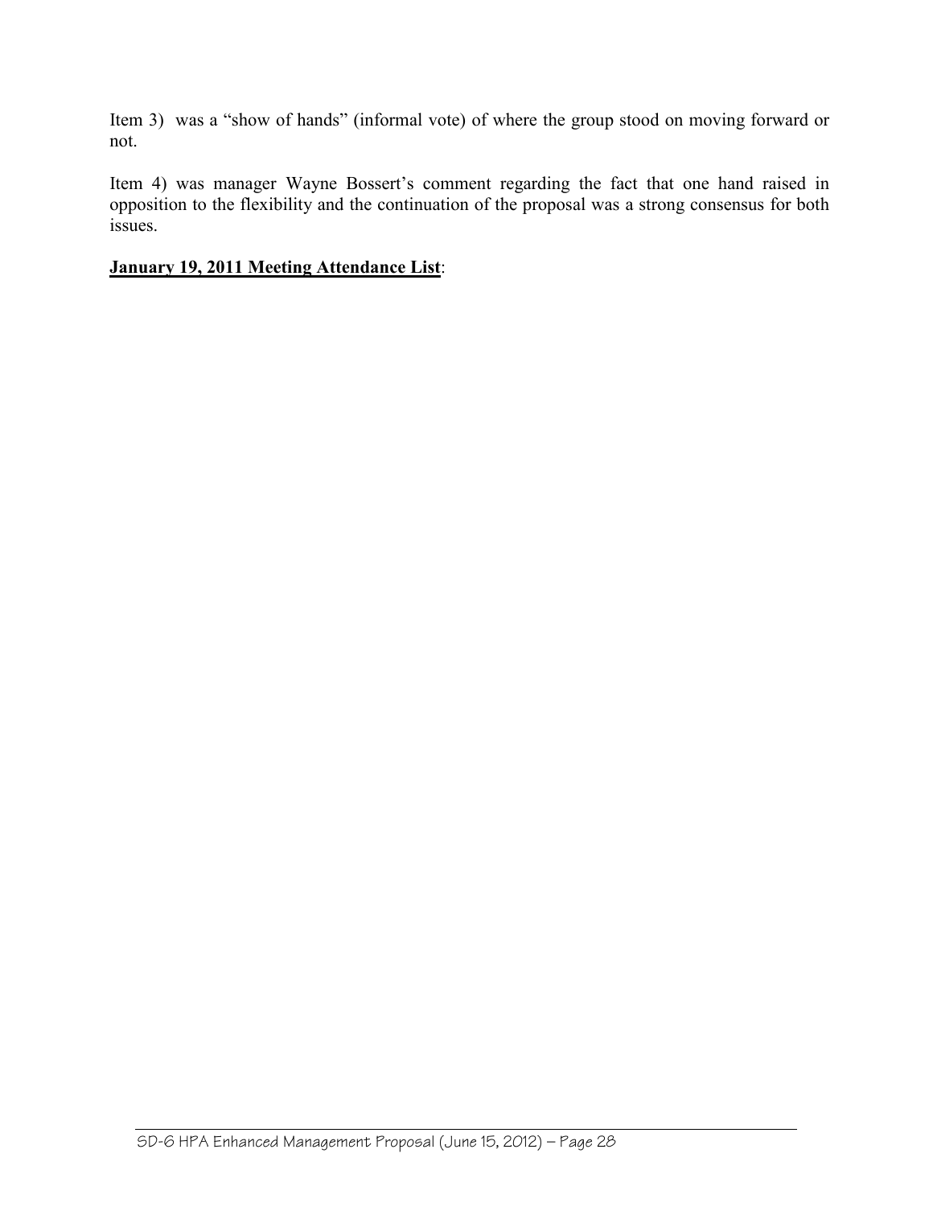Item 3) was a "show of hands" (informal vote) of where the group stood on moving forward or not.

Item 4) was manager Wayne Bossert's comment regarding the fact that one hand raised in opposition to the flexibility and the continuation of the proposal was a strong consensus for both issues.

**<u>January 19, 2011 Meeting Attendance List</u>**: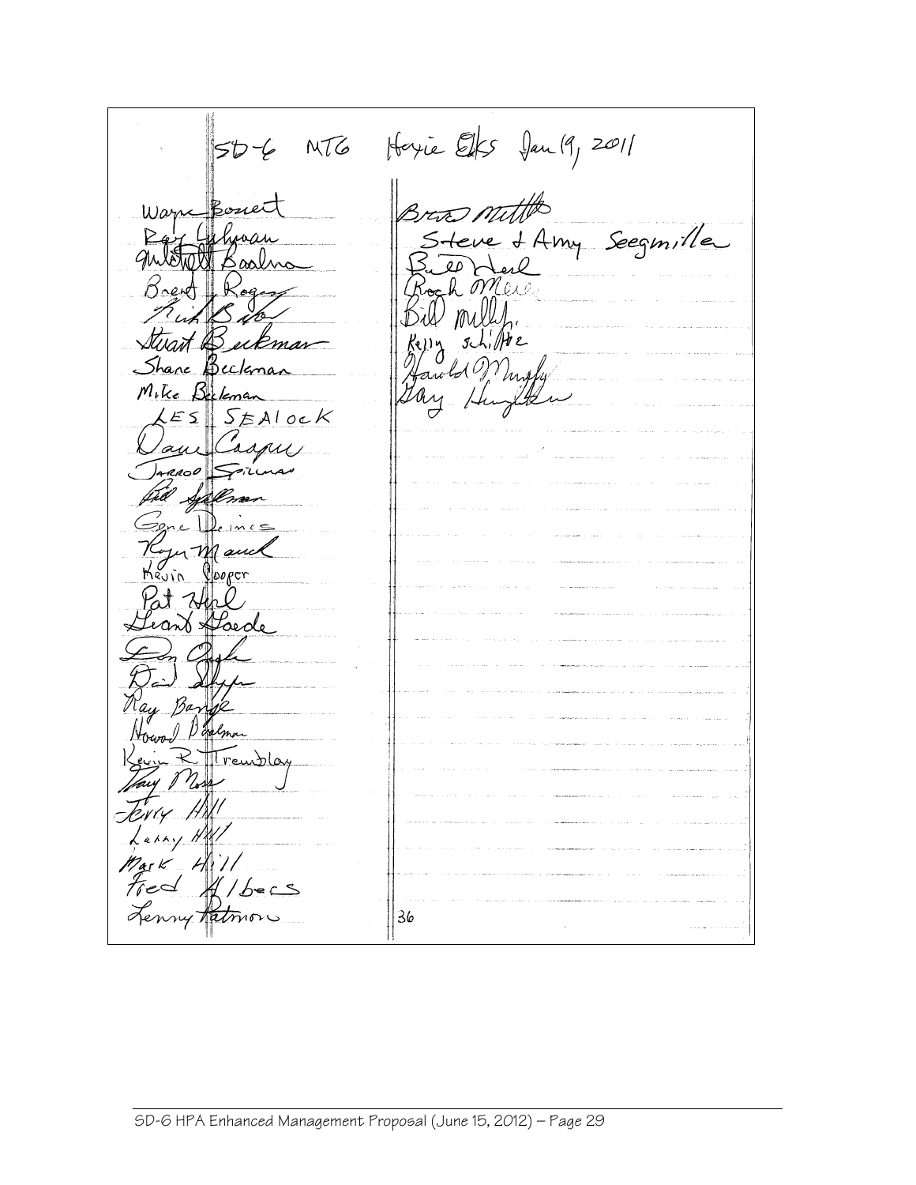SD-6 MTG Hoxie Elks Jan 19, 2011

Wayne Bonet
Ray Luhman
Mitchell Baalman
Brent Rogers
Rick Baker
Stuart Beckman
Shane Beckman
Mike Beckman
LES SEALOCK
Dave Casper
Jarrod Spilman
Bill Spilman
Gene Deines
Roger Mauck
Kevin Cooper
Pat Heil
Grant Goede
Don Ongle
David Shaffer
Ray Bange
Howard Baalman
Kevin R. Tremblay
Jay Moss
Jerry Hill
Larry Hill
Mark Hill
Fred Albers
Lenny Patmon

Brad Mitch
Steve + Amy Seegmiller
Bill Neil
Rock Meier
Bill Miller
Kelly Schiltz
Harold Murphy
Gay Hughes

36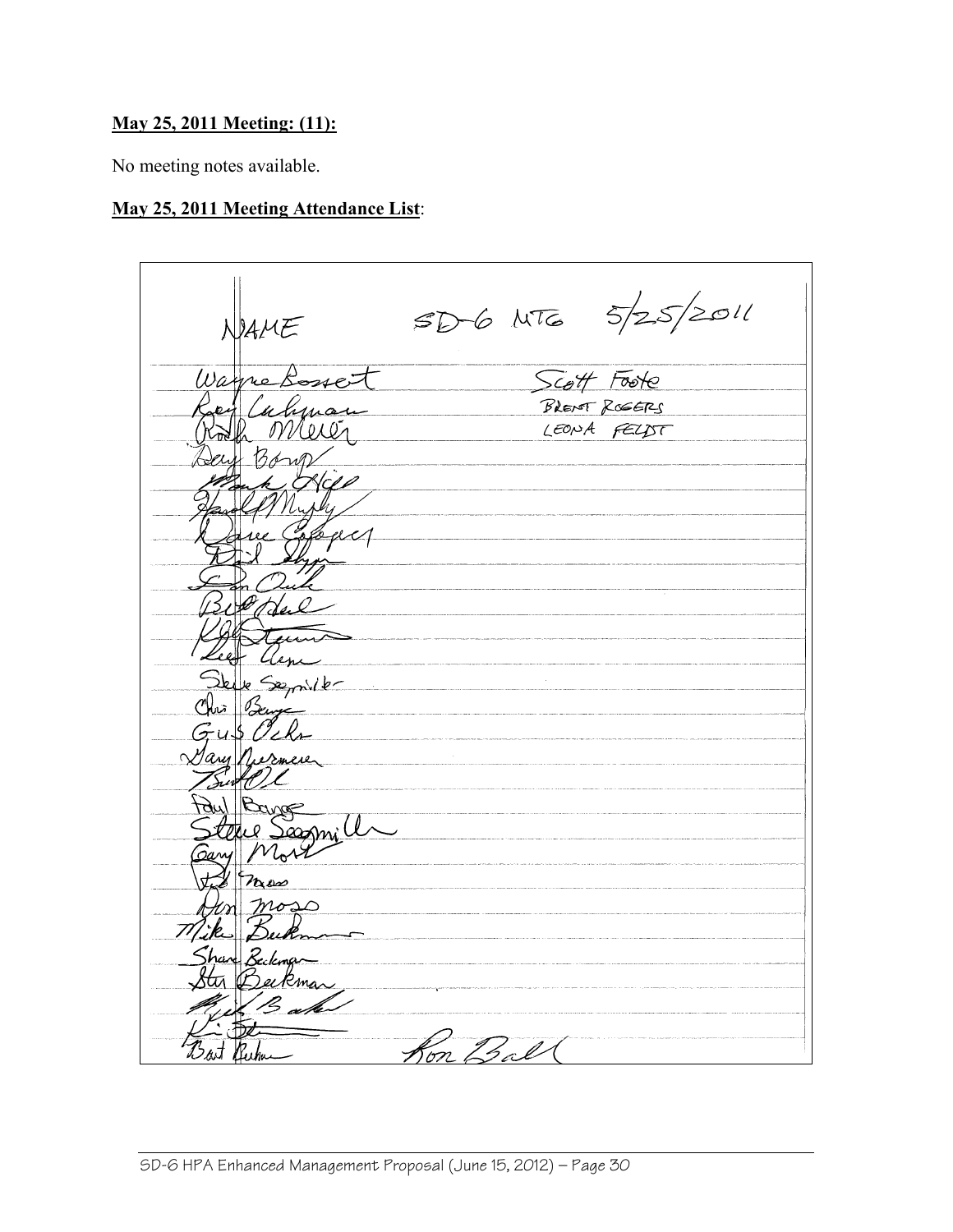**May 25, 2011 Meeting: (11):**

No meeting notes available.

**May 25, 2011 Meeting Attendance List**:

NAME SD-6 MTG 5/25/2011

| | |
|---|---|
| Wayne Bossert | Scott Foote |
| Roy Luhman | BRENT ROGERS |
| Rodh Meier | LEONA FELDT |
| Dean Bong | |
| Mark Hall | |
| Harold Murphy | |
| Dave Cooper | |
| Neil Tyson | |
| Dan Ouel | |
| Bill Heil | |
| Kyle Stamm | |
| Lee Genne | |
| Steve Seegmiller | |
| Chris Berge | |
| Gus Ochs | |
| Gary Niermeier | |
| Buck Ol | |
| Paul Bange | |
| Steve Seegmiller | |
| Gary Mort | |
| Ted Moss | |
| Don Moss | |
| Mike Buhrman | |
| Shane Beckman | |
| Stu Beckman | |
| Rick Baker | |
| Ki Ste | |
| Bart Buhrman | Ron Ball |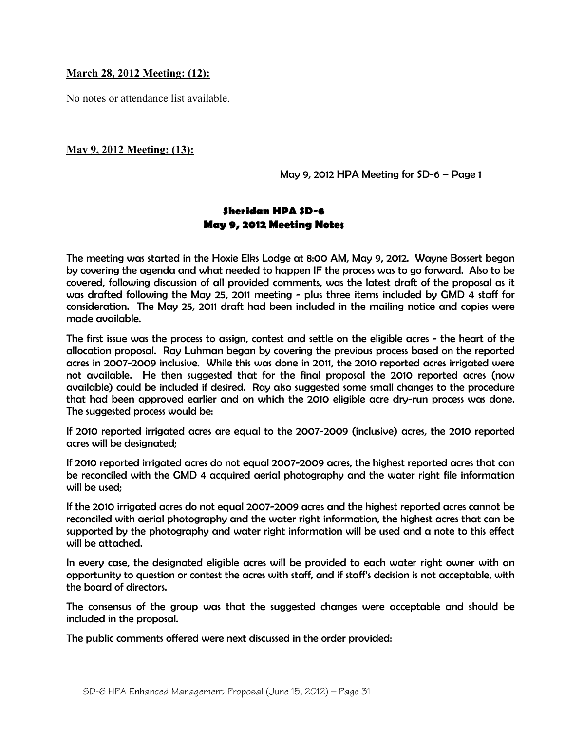**March 28, 2012 Meeting: (12):**

No notes or attendance list available.

**May 9, 2012 Meeting: (13):**

May 9, 2012 HPA Meeting for SD-6 – Page 1

## Sheridan HPA SD-6
## May 9, 2012 Meeting Notes

The meeting was started in the Hoxie Elks Lodge at 8:00 AM, May 9, 2012. Wayne Bossert began by covering the agenda and what needed to happen IF the process was to go forward. Also to be covered, following discussion of all provided comments, was the latest draft of the proposal as it was drafted following the May 25, 2011 meeting - plus three items included by GMD 4 staff for consideration. The May 25, 2011 draft had been included in the mailing notice and copies were made available.

The first issue was the process to assign, contest and settle on the eligible acres - the heart of the allocation proposal. Ray Luhman began by covering the previous process based on the reported acres in 2007-2009 inclusive. While this was done in 2011, the 2010 reported acres irrigated were not available. He then suggested that for the final proposal the 2010 reported acres (now available) could be included if desired. Ray also suggested some small changes to the procedure that had been approved earlier and on which the 2010 eligible acre dry-run process was done. The suggested process would be:

If 2010 reported irrigated acres are equal to the 2007-2009 (inclusive) acres, the 2010 reported acres will be designated;

If 2010 reported irrigated acres do not equal 2007-2009 acres, the highest reported acres that can be reconciled with the GMD 4 acquired aerial photography and the water right file information will be used;

If the 2010 irrigated acres do not equal 2007-2009 acres and the highest reported acres cannot be reconciled with aerial photography and the water right information, the highest acres that can be supported by the photography and water right information will be used and a note to this effect will be attached.

In every case, the designated eligible acres will be provided to each water right owner with an opportunity to question or contest the acres with staff, and if staff's decision is not acceptable, with the board of directors.

The consensus of the group was that the suggested changes were acceptable and should be included in the proposal.

The public comments offered were next discussed in the order provided: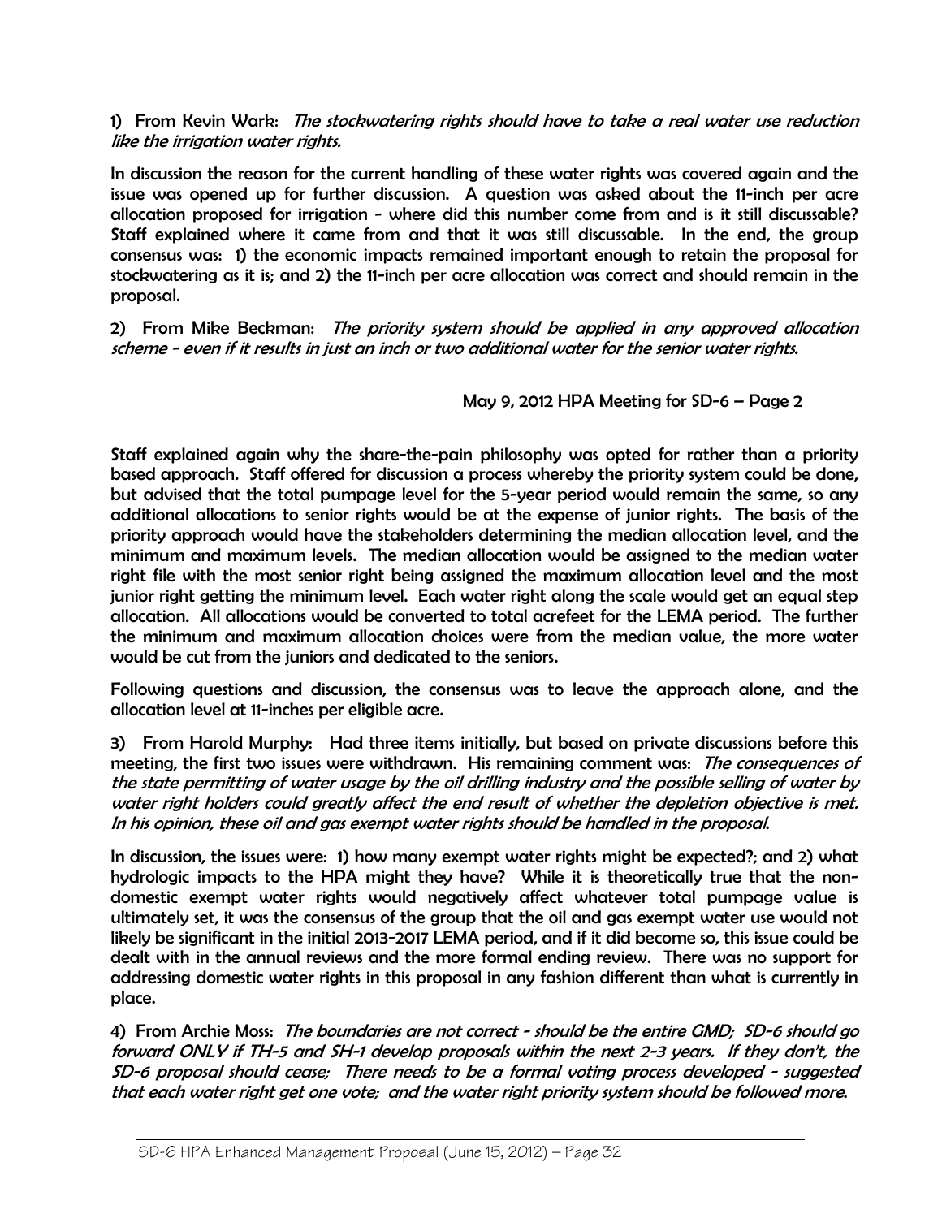1) From Kevin Wark: *The stockwatering rights should have to take a real water use reduction like the irrigation water rights.*

In discussion the reason for the current handling of these water rights was covered again and the issue was opened up for further discussion. A question was asked about the 11-inch per acre allocation proposed for irrigation - where did this number come from and is it still discussable? Staff explained where it came from and that it was still discussable. In the end, the group consensus was: 1) the economic impacts remained important enough to retain the proposal for stockwatering as it is; and 2) the 11-inch per acre allocation was correct and should remain in the proposal.

2) From Mike Beckman: *The priority system should be applied in any approved allocation scheme - even if it results in just an inch or two additional water for the senior water rights.*

May 9, 2012 HPA Meeting for SD-6 – Page 2

Staff explained again why the share-the-pain philosophy was opted for rather than a priority based approach. Staff offered for discussion a process whereby the priority system could be done, but advised that the total pumpage level for the 5-year period would remain the same, so any additional allocations to senior rights would be at the expense of junior rights. The basis of the priority approach would have the stakeholders determining the median allocation level, and the minimum and maximum levels. The median allocation would be assigned to the median water right file with the most senior right being assigned the maximum allocation level and the most junior right getting the minimum level. Each water right along the scale would get an equal step allocation. All allocations would be converted to total acrefeet for the LEMA period. The further the minimum and maximum allocation choices were from the median value, the more water would be cut from the juniors and dedicated to the seniors.

Following questions and discussion, the consensus was to leave the approach alone, and the allocation level at 11-inches per eligible acre.

3) From Harold Murphy: Had three items initially, but based on private discussions before this meeting, the first two issues were withdrawn. His remaining comment was: *The consequences of the state permitting of water usage by the oil drilling industry and the possible selling of water by water right holders could greatly affect the end result of whether the depletion objective is met. In his opinion, these oil and gas exempt water rights should be handled in the proposal.*

In discussion, the issues were: 1) how many exempt water rights might be expected?; and 2) what hydrologic impacts to the HPA might they have? While it is theoretically true that the non-domestic exempt water rights would negatively affect whatever total pumpage value is ultimately set, it was the consensus of the group that the oil and gas exempt water use would not likely be significant in the initial 2013-2017 LEMA period, and if it did become so, this issue could be dealt with in the annual reviews and the more formal ending review. There was no support for addressing domestic water rights in this proposal in any fashion different than what is currently in place.

4) From Archie Moss: *The boundaries are not correct - should be the entire GMD; SD-6 should go forward ONLY if TH-5 and SH-1 develop proposals within the next 2-3 years. If they don't, the SD-6 proposal should cease; There needs to be a formal voting process developed - suggested that each water right get one vote; and the water right priority system should be followed more.*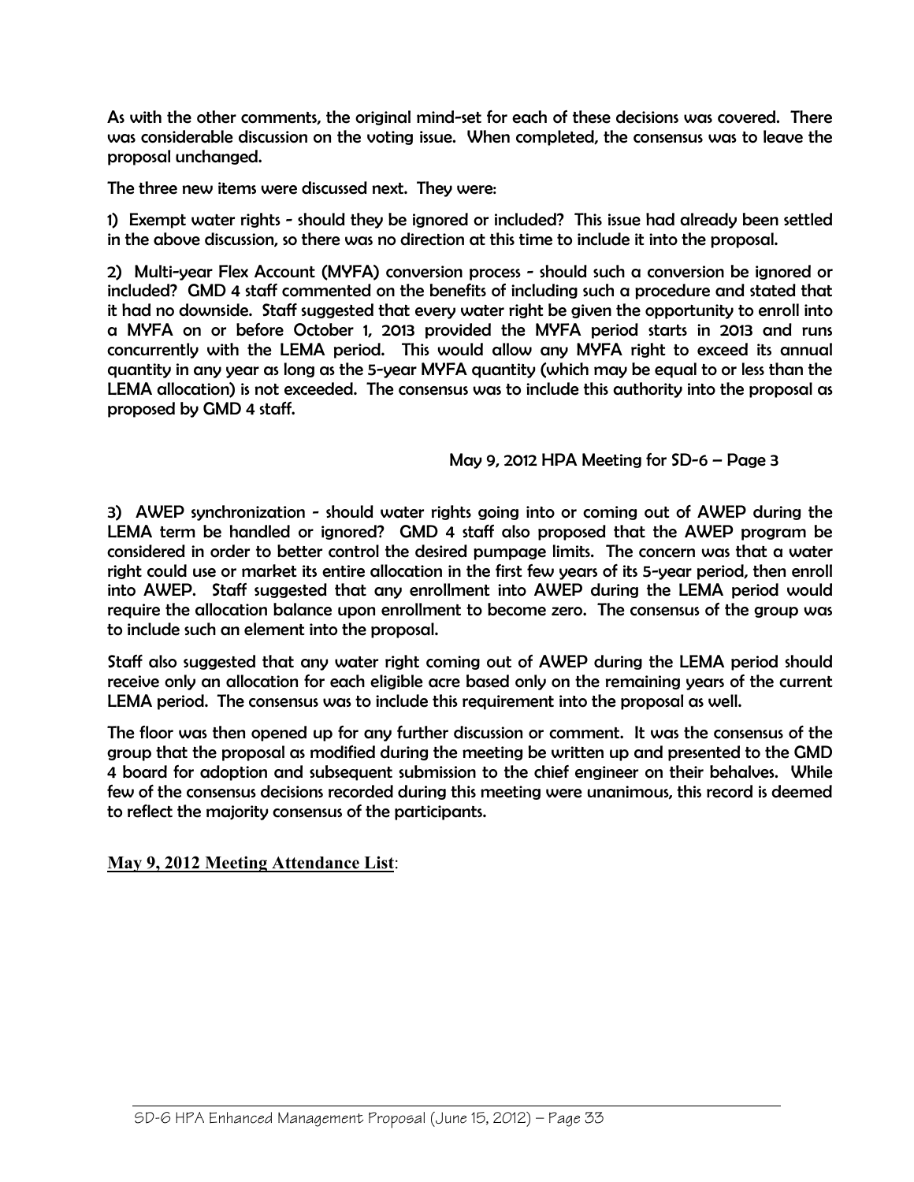As with the other comments, the original mind-set for each of these decisions was covered. There was considerable discussion on the voting issue. When completed, the consensus was to leave the proposal unchanged.

The three new items were discussed next. They were:

1) Exempt water rights - should they be ignored or included? This issue had already been settled in the above discussion, so there was no direction at this time to include it into the proposal.

2) Multi-year Flex Account (MYFA) conversion process - should such a conversion be ignored or included? GMD 4 staff commented on the benefits of including such a procedure and stated that it had no downside. Staff suggested that every water right be given the opportunity to enroll into a MYFA on or before October 1, 2013 provided the MYFA period starts in 2013 and runs concurrently with the LEMA period. This would allow any MYFA right to exceed its annual quantity in any year as long as the 5-year MYFA quantity (which may be equal to or less than the LEMA allocation) is not exceeded. The consensus was to include this authority into the proposal as proposed by GMD 4 staff.

May 9, 2012 HPA Meeting for SD-6 – Page 3

3) AWEP synchronization - should water rights going into or coming out of AWEP during the LEMA term be handled or ignored? GMD 4 staff also proposed that the AWEP program be considered in order to better control the desired pumpage limits. The concern was that a water right could use or market its entire allocation in the first few years of its 5-year period, then enroll into AWEP. Staff suggested that any enrollment into AWEP during the LEMA period would require the allocation balance upon enrollment to become zero. The consensus of the group was to include such an element into the proposal.

Staff also suggested that any water right coming out of AWEP during the LEMA period should receive only an allocation for each eligible acre based only on the remaining years of the current LEMA period. The consensus was to include this requirement into the proposal as well.

The floor was then opened up for any further discussion or comment. It was the consensus of the group that the proposal as modified during the meeting be written up and presented to the GMD 4 board for adoption and subsequent submission to the chief engineer on their behalves. While few of the consensus decisions recorded during this meeting were unanimous, this record is deemed to reflect the majority consensus of the participants.

**May 9, 2012 Meeting Attendance List**: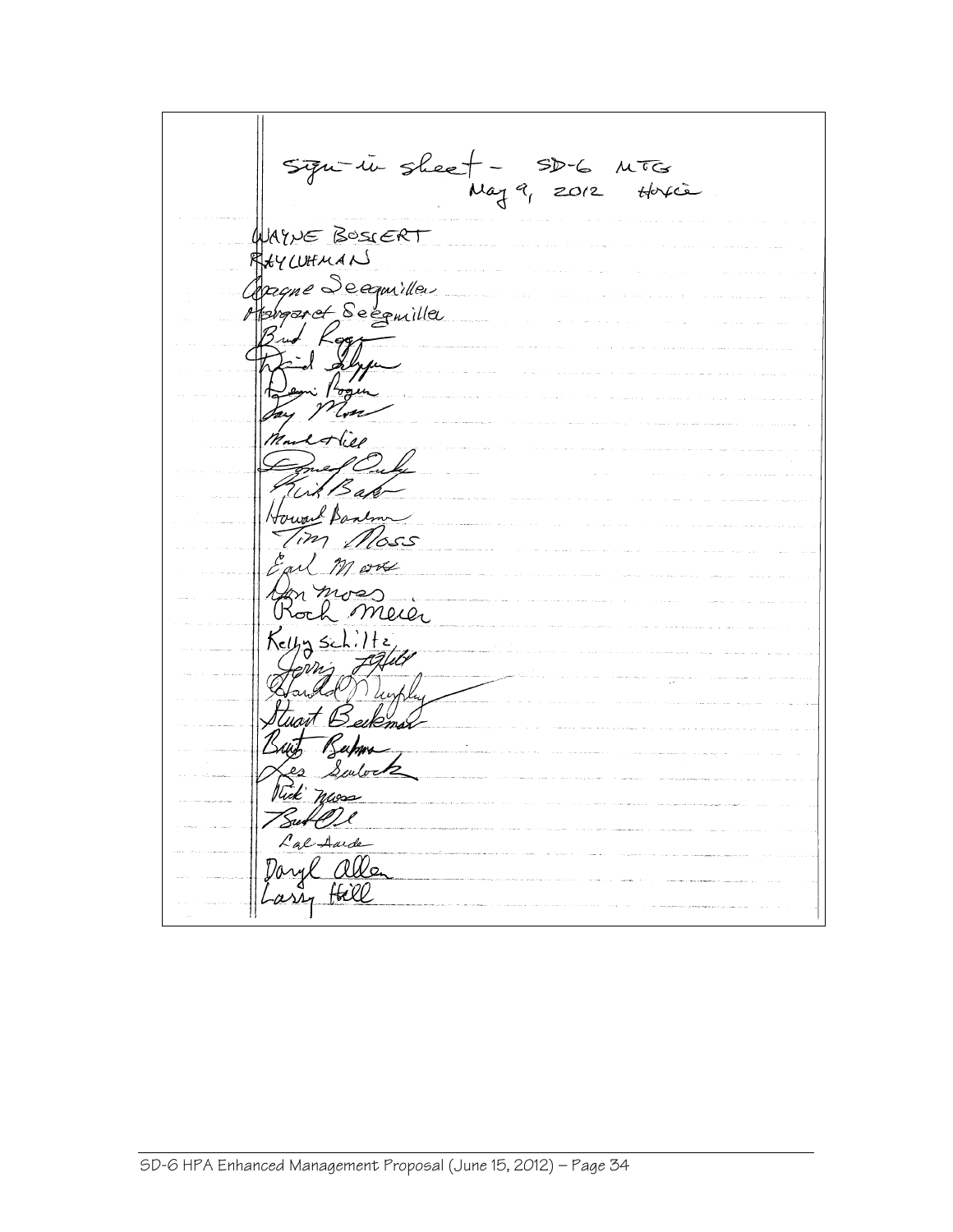Sign-in sheet - SD-6 MTG
May 9, 2012 Hoxie

WAYNE BOSSERT
RAY LUHMAN
Wayne Seegmiller
Margaret Seegmiller
Brad Rogers
David Shippen
Dennis Rogers
Jay Moss
Mark Hill
Daniel Cole
Kirk Baker
Howard Bankson
Tim Moss
Earl Moss
Dan Moss
Roch Meier
Kelly Schiltz
Jerry Ziegler
Harold Murphy
Stuart Beckman
Burt Beckman
Lee Sulock
Rick Moss
Burt Ohl
Cal Aarde
Daryl Allen
Larry Hill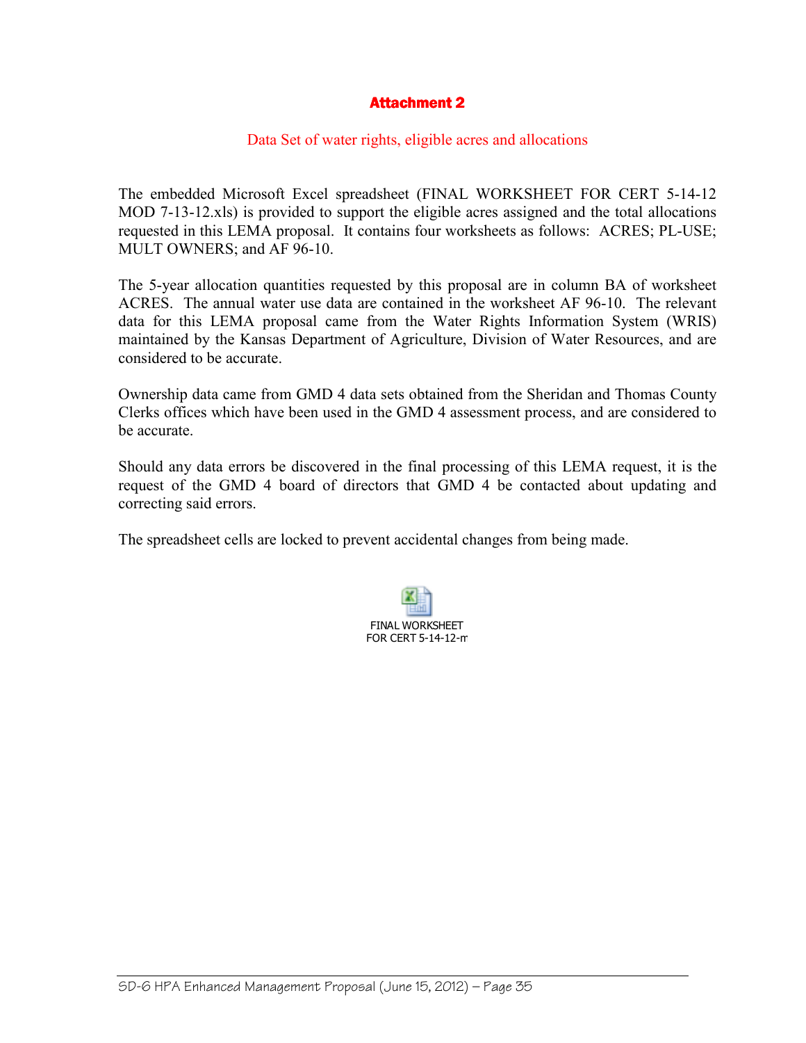# Attachment 2

## Data Set of water rights, eligible acres and allocations

The embedded Microsoft Excel spreadsheet (FINAL WORKSHEET FOR CERT 5-14-12 MOD 7-13-12.xls) is provided to support the eligible acres assigned and the total allocations requested in this LEMA proposal. It contains four worksheets as follows: ACRES; PL-USE; MULT OWNERS; and AF 96-10.

The 5-year allocation quantities requested by this proposal are in column BA of worksheet ACRES. The annual water use data are contained in the worksheet AF 96-10. The relevant data for this LEMA proposal came from the Water Rights Information System (WRIS) maintained by the Kansas Department of Agriculture, Division of Water Resources, and are considered to be accurate.

Ownership data came from GMD 4 data sets obtained from the Sheridan and Thomas County Clerks offices which have been used in the GMD 4 assessment process, and are considered to be accurate.

Should any data errors be discovered in the final processing of this LEMA request, it is the request of the GMD 4 board of directors that GMD 4 be contacted about updating and correcting said errors.

The spreadsheet cells are locked to prevent accidental changes from being made.

FINAL WORKSHEET FOR CERT 5-14-12-m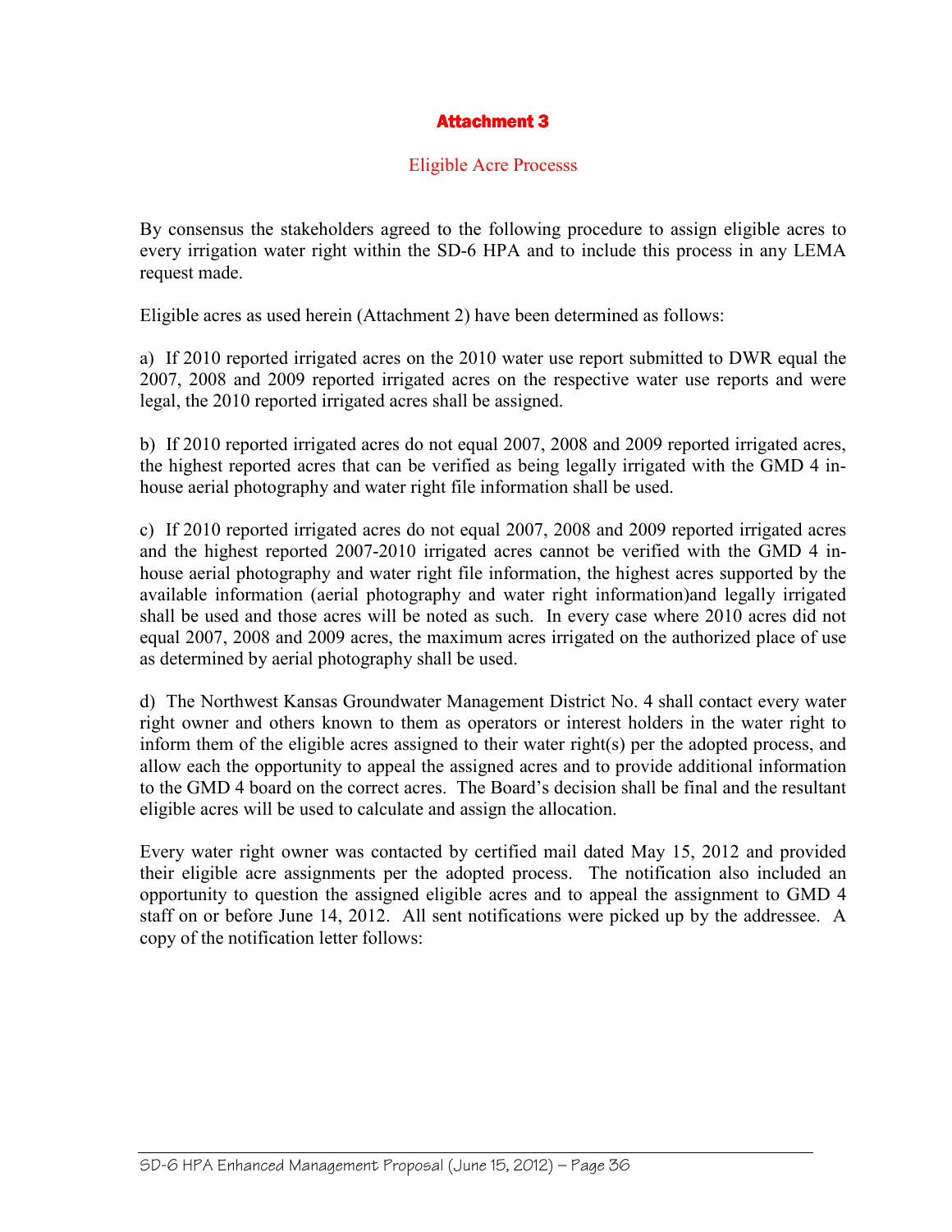# Attachment 3

## Eligible Acre Processs

By consensus the stakeholders agreed to the following procedure to assign eligible acres to every irrigation water right within the SD-6 HPA and to include this process in any LEMA request made.

Eligible acres as used herein (Attachment 2) have been determined as follows:

a) If 2010 reported irrigated acres on the 2010 water use report submitted to DWR equal the 2007, 2008 and 2009 reported irrigated acres on the respective water use reports and were legal, the 2010 reported irrigated acres shall be assigned.

b) If 2010 reported irrigated acres do not equal 2007, 2008 and 2009 reported irrigated acres, the highest reported acres that can be verified as being legally irrigated with the GMD 4 in-house aerial photography and water right file information shall be used.

c) If 2010 reported irrigated acres do not equal 2007, 2008 and 2009 reported irrigated acres and the highest reported 2007-2010 irrigated acres cannot be verified with the GMD 4 in-house aerial photography and water right file information, the highest acres supported by the available information (aerial photography and water right information)and legally irrigated shall be used and those acres will be noted as such. In every case where 2010 acres did not equal 2007, 2008 and 2009 acres, the maximum acres irrigated on the authorized place of use as determined by aerial photography shall be used.

d) The Northwest Kansas Groundwater Management District No. 4 shall contact every water right owner and others known to them as operators or interest holders in the water right to inform them of the eligible acres assigned to their water right(s) per the adopted process, and allow each the opportunity to appeal the assigned acres and to provide additional information to the GMD 4 board on the correct acres. The Board's decision shall be final and the resultant eligible acres will be used to calculate and assign the allocation.

Every water right owner was contacted by certified mail dated May 15, 2012 and provided their eligible acre assignments per the adopted process. The notification also included an opportunity to question the assigned eligible acres and to appeal the assignment to GMD 4 staff on or before June 14, 2012. All sent notifications were picked up by the addressee. A copy of the notification letter follows: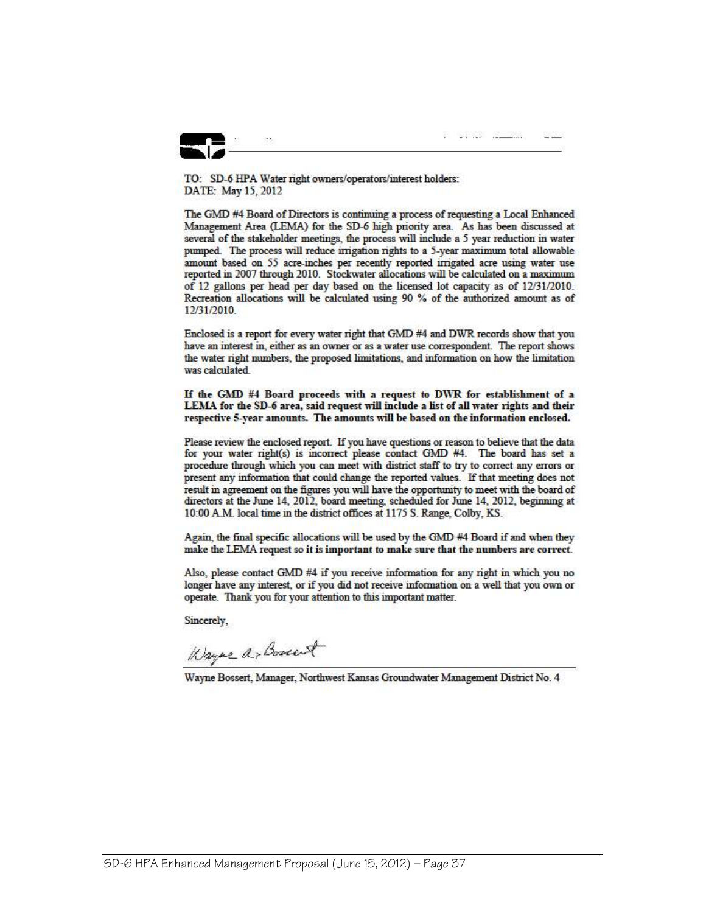TO: SD-6 HPA Water right owners/operators/interest holders:
DATE: May 15, 2012

The GMD #4 Board of Directors is continuing a process of requesting a Local Enhanced Management Area (LEMA) for the SD-6 high priority area. As has been discussed at several of the stakeholder meetings, the process will include a 5 year reduction in water pumped. The process will reduce irrigation rights to a 5-year maximum total allowable amount based on 55 acre-inches per recently reported irrigated acre using water use reported in 2007 through 2010. Stockwater allocations will be calculated on a maximum of 12 gallons per head per day based on the licensed lot capacity as of 12/31/2010. Recreation allocations will be calculated using 90 % of the authorized amount as of 12/31/2010.

Enclosed is a report for every water right that GMD #4 and DWR records show that you have an interest in, either as an owner or as a water use correspondent. The report shows the water right numbers, the proposed limitations, and information on how the limitation was calculated.

**If the GMD #4 Board proceeds with a request to DWR for establishment of a LEMA for the SD-6 area, said request will include a list of all water rights and their respective 5-year amounts. The amounts will be based on the information enclosed.**

Please review the enclosed report. If you have questions or reason to believe that the data for your water right(s) is incorrect please contact GMD #4. The board has set a procedure through which you can meet with district staff to try to correct any errors or present any information that could change the reported values. If that meeting does not result in agreement on the figures you will have the opportunity to meet with the board of directors at the June 14, 2012, board meeting, scheduled for June 14, 2012, beginning at 10:00 A.M. local time in the district offices at 1175 S. Range, Colby, KS.

Again, the final specific allocations will be used by the GMD #4 Board if and when they make the LEMA request so **it is important to make sure that the numbers are correct.**

Also, please contact GMD #4 if you receive information for any right in which you no longer have any interest, or if you did not receive information on a well that you own or operate. Thank you for your attention to this important matter.

Sincerely,

Wayne A. Bossert

Wayne Bossert, Manager, Northwest Kansas Groundwater Management District No. 4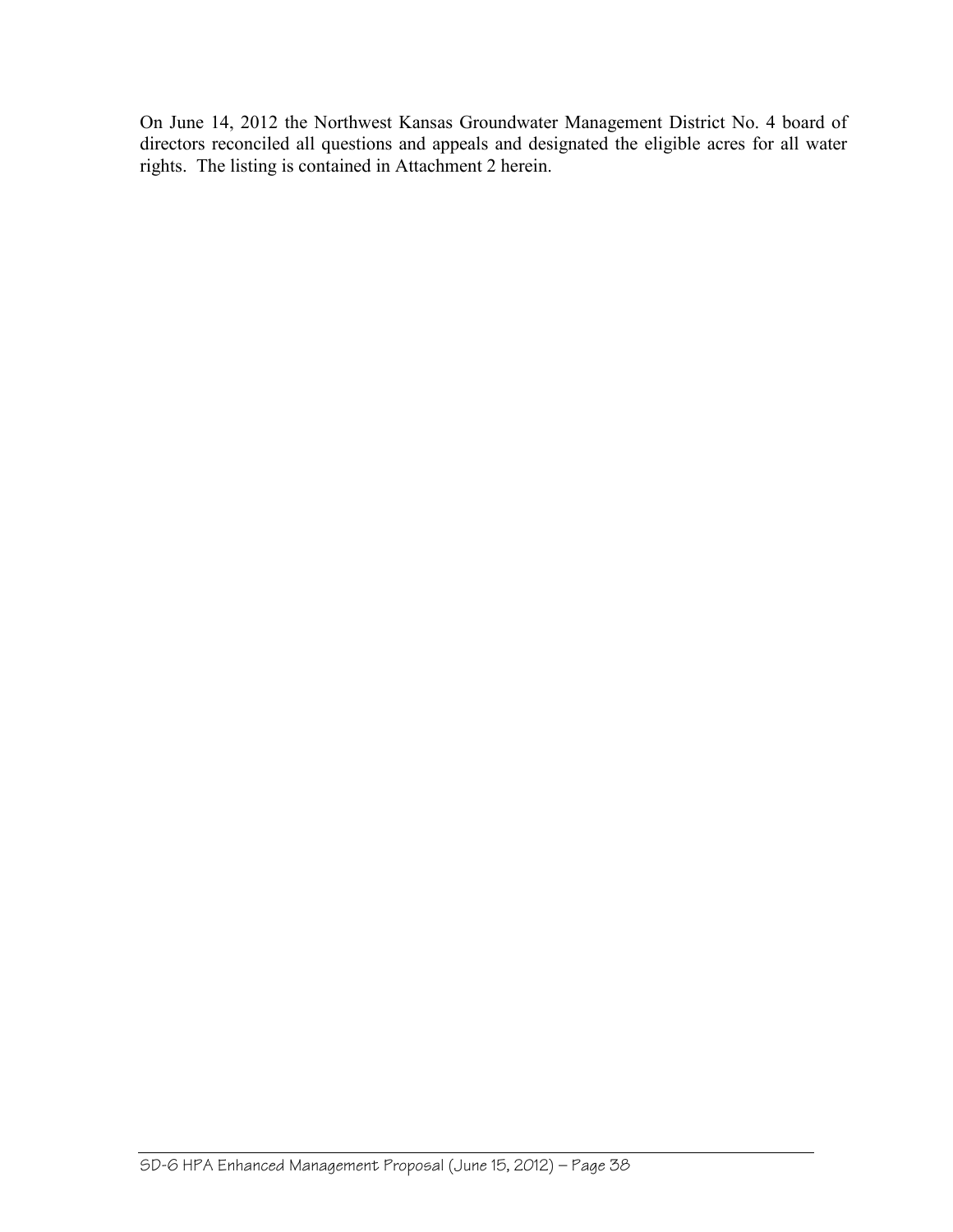On June 14, 2012 the Northwest Kansas Groundwater Management District No. 4 board of directors reconciled all questions and appeals and designated the eligible acres for all water rights. The listing is contained in Attachment 2 herein.